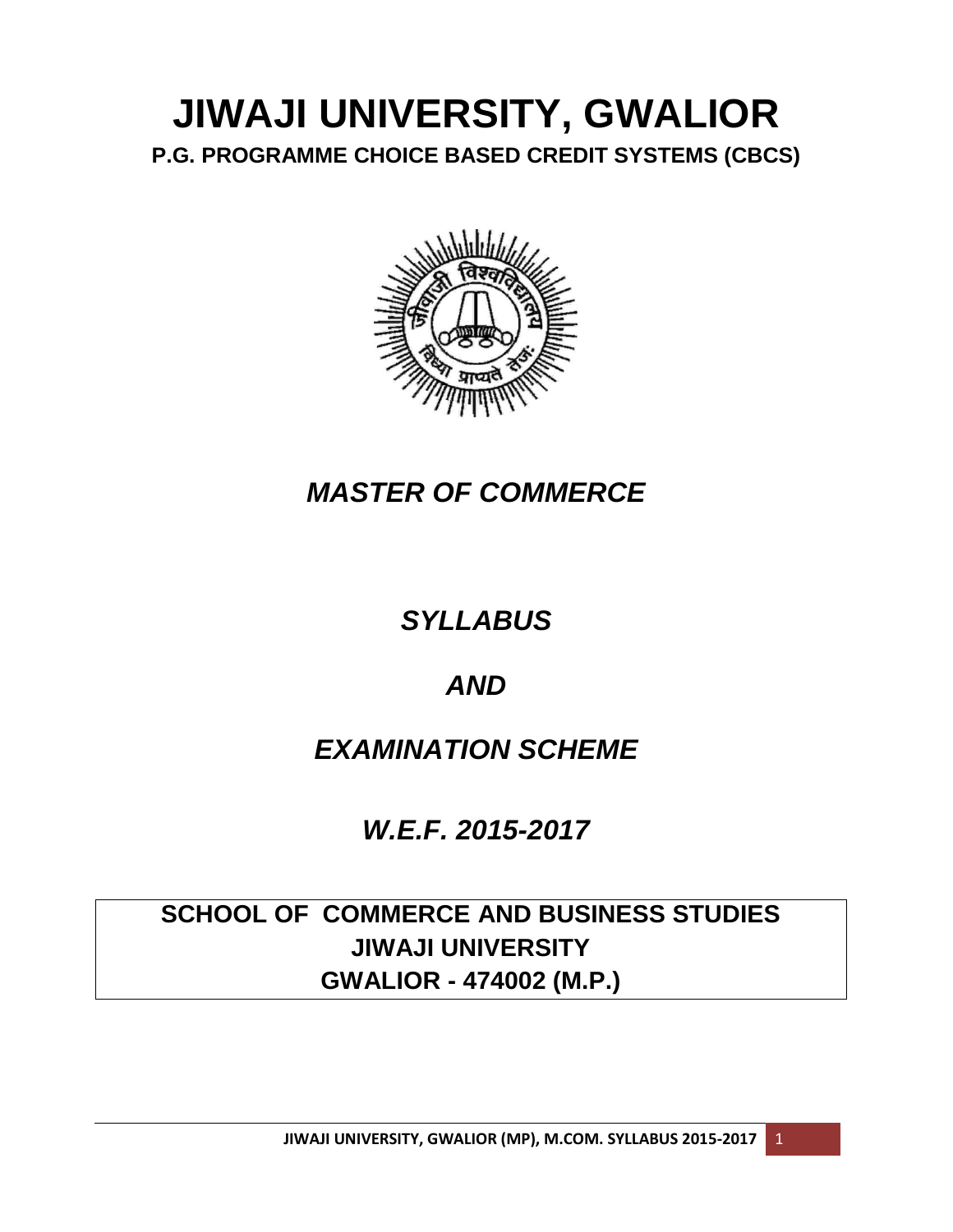# JIWAJI UNIVERSITY, GWALIOR

**P.G. PROGRAMME CHOICE BASED CREDIT SYSTEMS (CBCS)**

## *MASTER OF COMMERCE*

## *SYLLABUS*

## *AND*

## *EXAMINATION SCHEME*

## *W.E.F. 2015-2017*

**SCHOOL OF COMMERCE AND BUSINESS STUDIES**
**JIWAJI UNIVERSITY**
**GWALIOR - 474002 (M.P.)**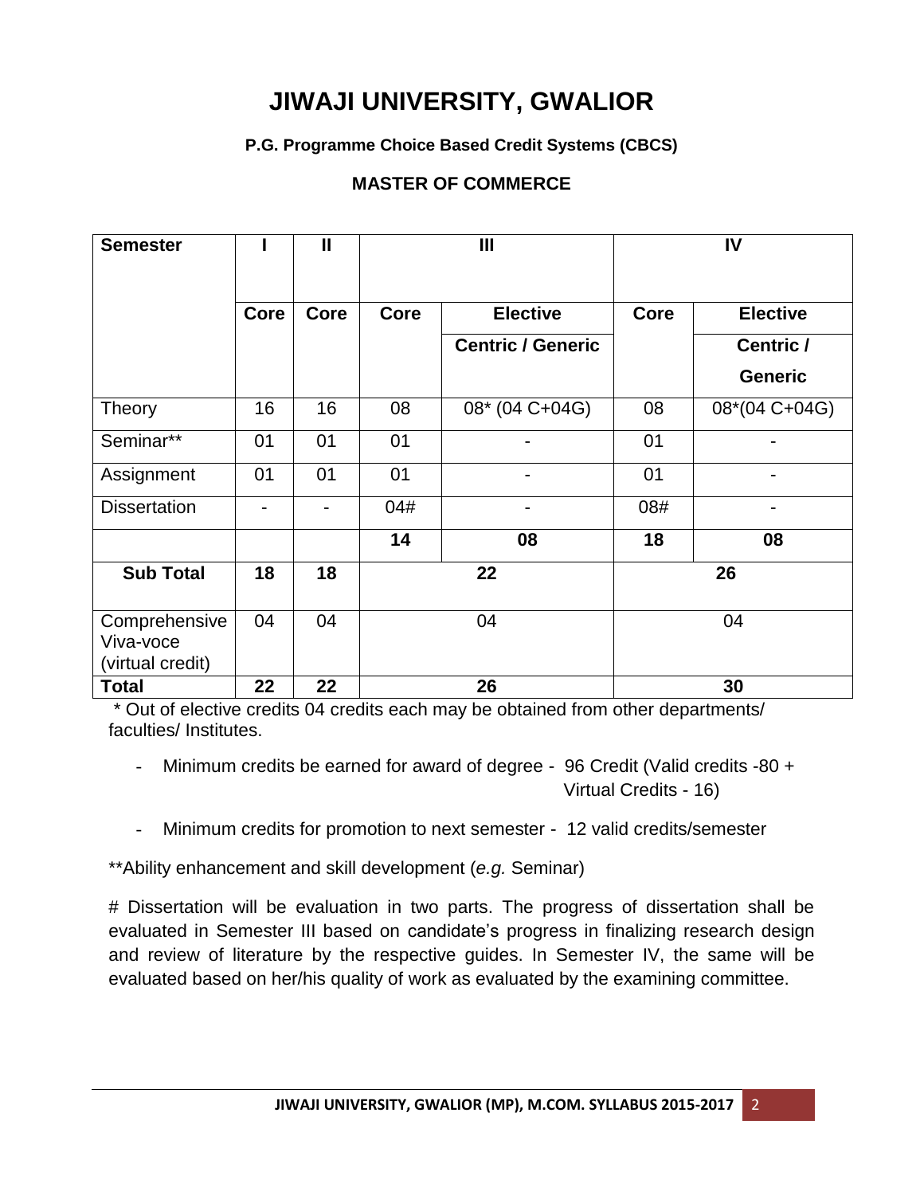# JIWAJI UNIVERSITY, GWALIOR

**P.G. Programme Choice Based Credit Systems (CBCS)**

**MASTER OF COMMERCE**

| **Semester** | **I** | **II** | **III** | | **IV** | |
|---|---|---|---|---|---|---|
| | **Core** | **Core** | **Core** | **Elective Centric / Generic** | **Core** | **Elective Centric / Generic** |
| Theory | 16 | 16 | 08 | 08* (04 C+04G) | 08 | 08*(04 C+04G) |
| Seminar** | 01 | 01 | 01 | - | 01 | - |
| Assignment | 01 | 01 | 01 | - | 01 | - |
| Dissertation | - | - | 04# | - | 08# | - |
| | | | **14** | **08** | **18** | **08** |
| **Sub Total** | **18** | **18** | **22** | | **26** | |
| Comprehensive Viva-voce (virtual credit) | 04 | 04 | 04 | | 04 | |
| **Total** | **22** | **22** | **26** | | **30** | |

\* Out of elective credits 04 credits each may be obtained from other departments/ faculties/ Institutes.

- Minimum credits be earned for award of degree - 96 Credit (Valid credits -80 + Virtual Credits - 16)
- Minimum credits for promotion to next semester - 12 valid credits/semester

**Ability enhancement and skill development (*e.g.* Seminar)

\# Dissertation will be evaluation in two parts. The progress of dissertation shall be evaluated in Semester III based on candidate's progress in finalizing research design and review of literature by the respective guides. In Semester IV, the same will be evaluated based on her/his quality of work as evaluated by the examining committee.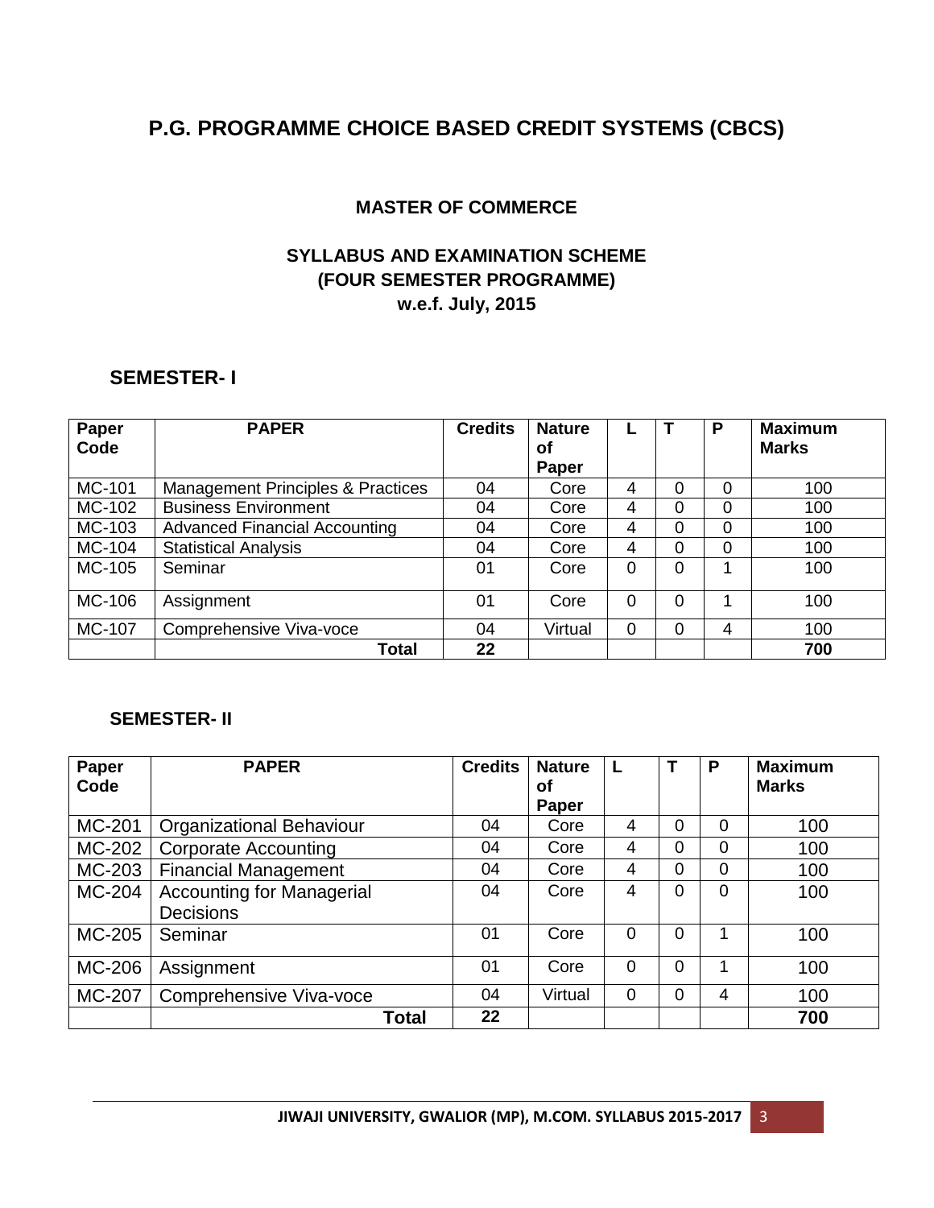# P.G. PROGRAMME CHOICE BASED CREDIT SYSTEMS (CBCS)

## MASTER OF COMMERCE

### SYLLABUS AND EXAMINATION SCHEME
### (FOUR SEMESTER PROGRAMME)
### w.e.f. July, 2015

## SEMESTER- I

| Paper Code | PAPER | Credits | Nature of Paper | L | T | P | Maximum Marks |
|---|---|---|---|---|---|---|---|
| MC-101 | Management Principles & Practices | 04 | Core | 4 | 0 | 0 | 100 |
| MC-102 | Business Environment | 04 | Core | 4 | 0 | 0 | 100 |
| MC-103 | Advanced Financial Accounting | 04 | Core | 4 | 0 | 0 | 100 |
| MC-104 | Statistical Analysis | 04 | Core | 4 | 0 | 0 | 100 |
| MC-105 | Seminar | 01 | Core | 0 | 0 | 1 | 100 |
| MC-106 | Assignment | 01 | Core | 0 | 0 | 1 | 100 |
| MC-107 | Comprehensive Viva-voce | 04 | Virtual | 0 | 0 | 4 | 100 |
| | **Total** | **22** | | | | | **700** |

## SEMESTER- II

| Paper Code | PAPER | Credits | Nature of Paper | L | T | P | Maximum Marks |
|---|---|---|---|---|---|---|---|
| MC-201 | Organizational Behaviour | 04 | Core | 4 | 0 | 0 | 100 |
| MC-202 | Corporate Accounting | 04 | Core | 4 | 0 | 0 | 100 |
| MC-203 | Financial Management | 04 | Core | 4 | 0 | 0 | 100 |
| MC-204 | Accounting for Managerial Decisions | 04 | Core | 4 | 0 | 0 | 100 |
| MC-205 | Seminar | 01 | Core | 0 | 0 | 1 | 100 |
| MC-206 | Assignment | 01 | Core | 0 | 0 | 1 | 100 |
| MC-207 | Comprehensive Viva-voce | 04 | Virtual | 0 | 0 | 4 | 100 |
| | **Total** | **22** | | | | | **700** |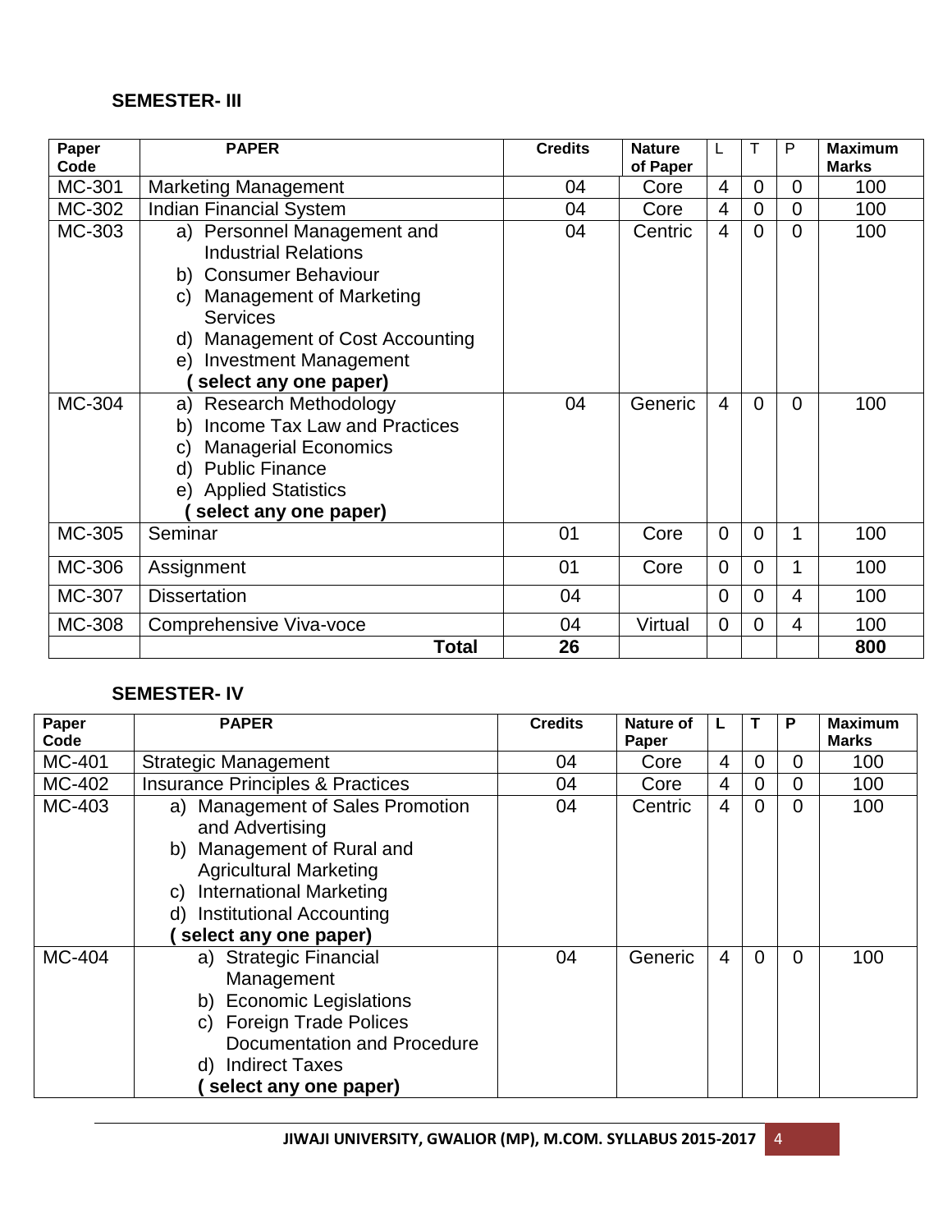**SEMESTER- III**

| Paper Code | PAPER | Credits | Nature of Paper | L | T | P | Maximum Marks |
|---|---|---|---|---|---|---|---|
| MC-301 | Marketing Management | 04 | Core | 4 | 0 | 0 | 100 |
| MC-302 | Indian Financial System | 04 | Core | 4 | 0 | 0 | 100 |
| MC-303 | a) Personnel Management and Industrial Relations<br>b) Consumer Behaviour<br>c) Management of Marketing Services<br>d) Management of Cost Accounting<br>e) Investment Management<br>**( select any one paper)** | 04 | Centric | 4 | 0 | 0 | 100 |
| MC-304 | a) Research Methodology<br>b) Income Tax Law and Practices<br>c) Managerial Economics<br>d) Public Finance<br>e) Applied Statistics<br>**( select any one paper)** | 04 | Generic | 4 | 0 | 0 | 100 |
| MC-305 | Seminar | 01 | Core | 0 | 0 | 1 | 100 |
| MC-306 | Assignment | 01 | Core | 0 | 0 | 1 | 100 |
| MC-307 | Dissertation | 04 | | 0 | 0 | 4 | 100 |
| MC-308 | Comprehensive Viva-voce | 04 | Virtual | 0 | 0 | 4 | 100 |
| | **Total** | **26** | | | | | **800** |

**SEMESTER- IV**

| Paper Code | PAPER | Credits | Nature of Paper | L | T | P | Maximum Marks |
|---|---|---|---|---|---|---|---|
| MC-401 | Strategic Management | 04 | Core | 4 | 0 | 0 | 100 |
| MC-402 | Insurance Principles & Practices | 04 | Core | 4 | 0 | 0 | 100 |
| MC-403 | a) Management of Sales Promotion and Advertising<br>b) Management of Rural and Agricultural Marketing<br>c) International Marketing<br>d) Institutional Accounting<br>**( select any one paper)** | 04 | Centric | 4 | 0 | 0 | 100 |
| MC-404 | a) Strategic Financial Management<br>b) Economic Legislations<br>c) Foreign Trade Polices Documentation and Procedure<br>d) Indirect Taxes<br>**( select any one paper)** | 04 | Generic | 4 | 0 | 0 | 100 |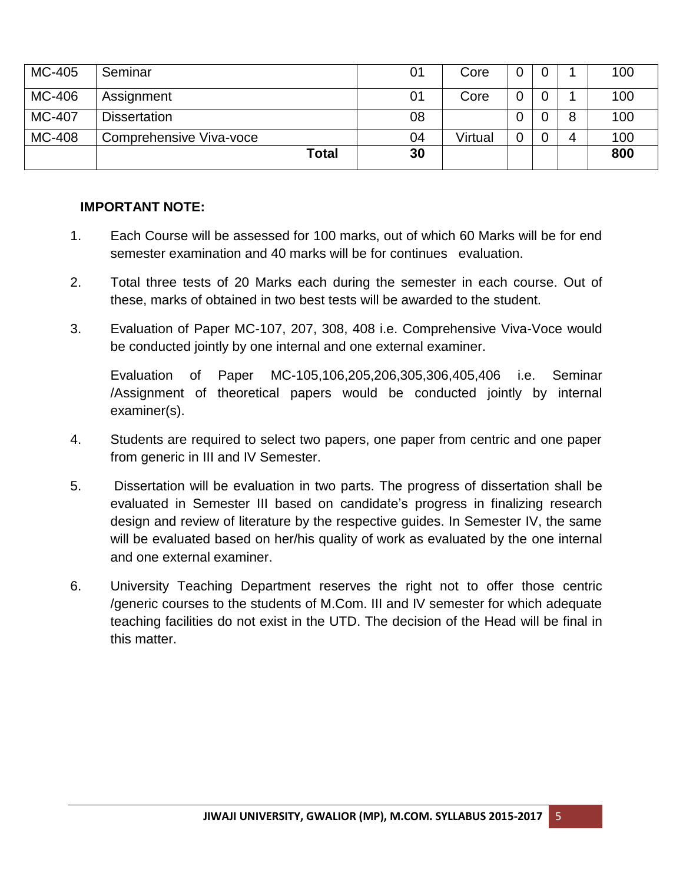| MC-405 | Seminar | 01 | Core | 0 | 0 | 1 | 100 |
|---|---|---|---|---|---|---|---|
| MC-406 | Assignment | 01 | Core | 0 | 0 | 1 | 100 |
| MC-407 | Dissertation | 08 | | 0 | 0 | 8 | 100 |
| MC-408 | Comprehensive Viva-voce | 04 | Virtual | 0 | 0 | 4 | 100 |
| | **Total** | **30** | | | | | **800** |

**IMPORTANT NOTE:**

1. Each Course will be assessed for 100 marks, out of which 60 Marks will be for end semester examination and 40 marks will be for continues evaluation.

2. Total three tests of 20 Marks each during the semester in each course. Out of these, marks of obtained in two best tests will be awarded to the student.

3. Evaluation of Paper MC-107, 207, 308, 408 i.e. Comprehensive Viva-Voce would be conducted jointly by one internal and one external examiner.

   Evaluation of Paper MC-105,106,205,206,305,306,405,406 i.e. Seminar /Assignment of theoretical papers would be conducted jointly by internal examiner(s).

4. Students are required to select two papers, one paper from centric and one paper from generic in III and IV Semester.

5. Dissertation will be evaluation in two parts. The progress of dissertation shall be evaluated in Semester III based on candidate's progress in finalizing research design and review of literature by the respective guides. In Semester IV, the same will be evaluated based on her/his quality of work as evaluated by the one internal and one external examiner.

6. University Teaching Department reserves the right not to offer those centric /generic courses to the students of M.Com. III and IV semester for which adequate teaching facilities do not exist in the UTD. The decision of the Head will be final in this matter.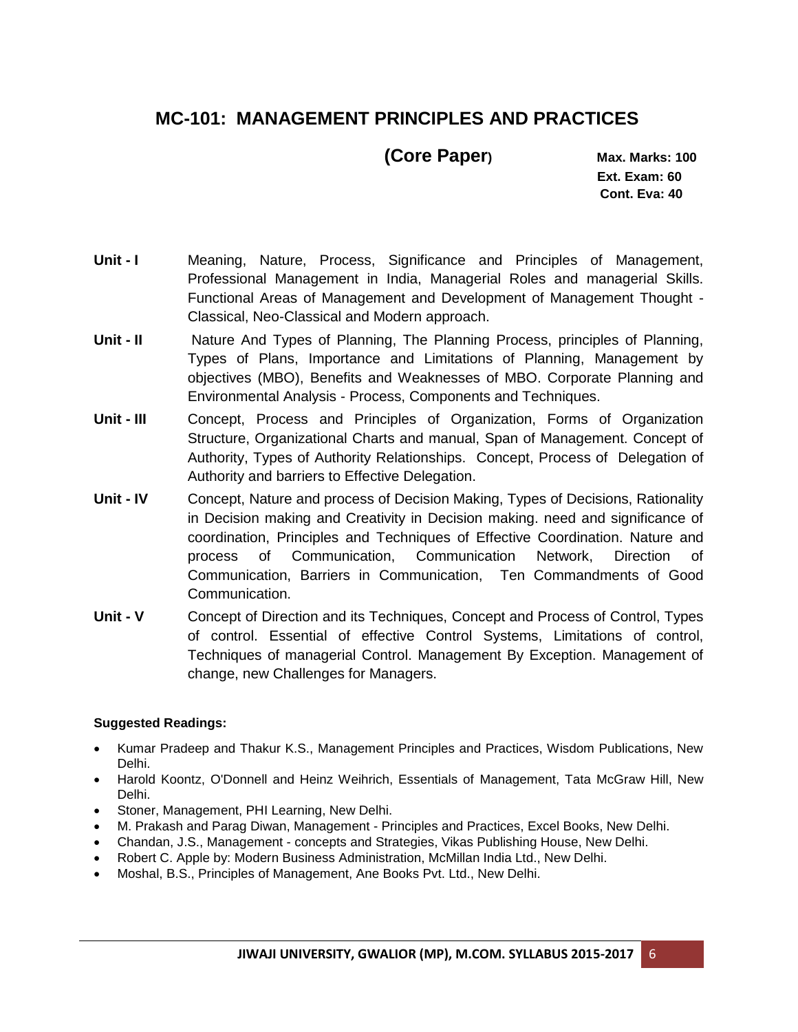# MC-101: MANAGEMENT PRINCIPLES AND PRACTICES

**(Core Paper)** **Max. Marks: 100**
**Ext. Exam: 60**
**Cont. Eva: 40**

**Unit - I** Meaning, Nature, Process, Significance and Principles of Management, Professional Management in India, Managerial Roles and managerial Skills. Functional Areas of Management and Development of Management Thought - Classical, Neo-Classical and Modern approach.

**Unit - II** Nature And Types of Planning, The Planning Process, principles of Planning, Types of Plans, Importance and Limitations of Planning, Management by objectives (MBO), Benefits and Weaknesses of MBO. Corporate Planning and Environmental Analysis - Process, Components and Techniques.

**Unit - III** Concept, Process and Principles of Organization, Forms of Organization Structure, Organizational Charts and manual, Span of Management. Concept of Authority, Types of Authority Relationships. Concept, Process of Delegation of Authority and barriers to Effective Delegation.

**Unit - IV** Concept, Nature and process of Decision Making, Types of Decisions, Rationality in Decision making and Creativity in Decision making. need and significance of coordination, Principles and Techniques of Effective Coordination. Nature and process of Communication, Communication Network, Direction of Communication, Barriers in Communication, Ten Commandments of Good Communication.

**Unit - V** Concept of Direction and its Techniques, Concept and Process of Control, Types of control. Essential of effective Control Systems, Limitations of control, Techniques of managerial Control. Management By Exception. Management of change, new Challenges for Managers.

**Suggested Readings:**

- Kumar Pradeep and Thakur K.S., Management Principles and Practices, Wisdom Publications, New Delhi.
- Harold Koontz, O'Donnell and Heinz Weihrich, Essentials of Management, Tata McGraw Hill, New Delhi.
- Stoner, Management, PHI Learning, New Delhi.
- M. Prakash and Parag Diwan, Management - Principles and Practices, Excel Books, New Delhi.
- Chandan, J.S., Management - concepts and Strategies, Vikas Publishing House, New Delhi.
- Robert C. Apple by: Modern Business Administration, McMillan India Ltd., New Delhi.
- Moshal, B.S., Principles of Management, Ane Books Pvt. Ltd., New Delhi.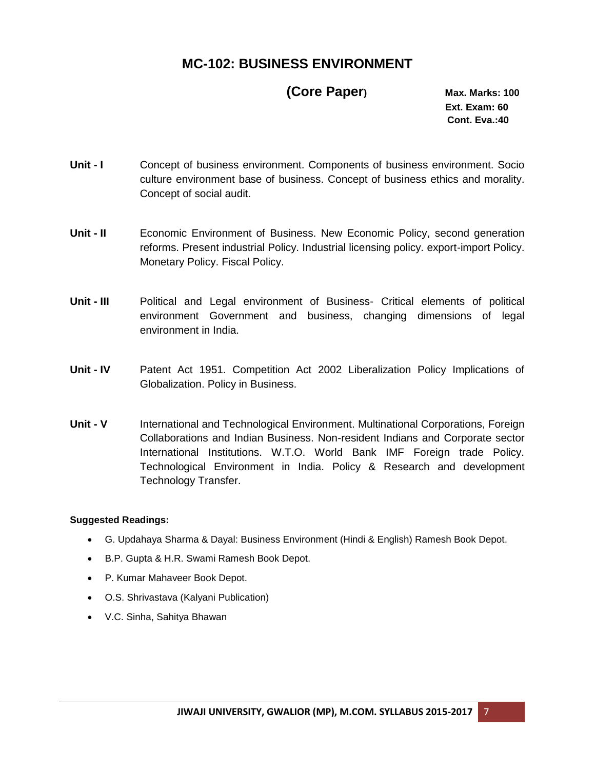# MC-102: BUSINESS ENVIRONMENT

**(Core Paper)**

**Max. Marks: 100**
**Ext. Exam: 60**
**Cont. Eva.:40**

**Unit - I** Concept of business environment. Components of business environment. Socio culture environment base of business. Concept of business ethics and morality. Concept of social audit.

**Unit - II** Economic Environment of Business. New Economic Policy, second generation reforms. Present industrial Policy. Industrial licensing policy. export-import Policy. Monetary Policy. Fiscal Policy.

**Unit - III** Political and Legal environment of Business- Critical elements of political environment Government and business, changing dimensions of legal environment in India.

**Unit - IV** Patent Act 1951. Competition Act 2002 Liberalization Policy Implications of Globalization. Policy in Business.

**Unit - V** International and Technological Environment. Multinational Corporations, Foreign Collaborations and Indian Business. Non-resident Indians and Corporate sector International Institutions. W.T.O. World Bank IMF Foreign trade Policy. Technological Environment in India. Policy & Research and development Technology Transfer.

**Suggested Readings:**

- G. Updahaya Sharma & Dayal: Business Environment (Hindi & English) Ramesh Book Depot.
- B.P. Gupta & H.R. Swami Ramesh Book Depot.
- P. Kumar Mahaveer Book Depot.
- O.S. Shrivastava (Kalyani Publication)
- V.C. Sinha, Sahitya Bhawan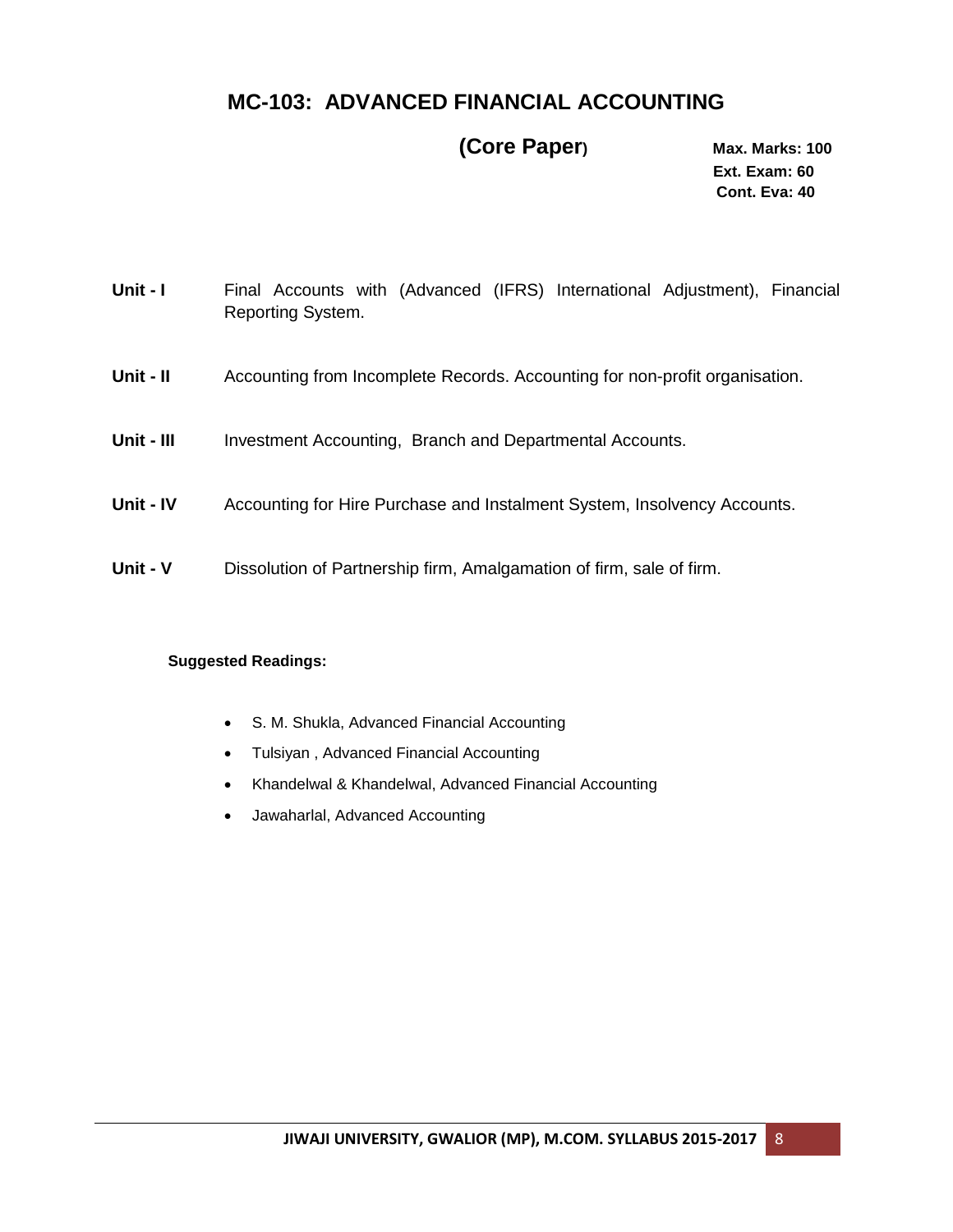# MC-103: ADVANCED FINANCIAL ACCOUNTING

**(Core Paper)**

**Max. Marks: 100**
**Ext. Exam: 60**
**Cont. Eva: 40**

| | |
|---|---|
| **Unit - I** | Final Accounts with (Advanced (IFRS) International Adjustment), Financial Reporting System. |
| **Unit - II** | Accounting from Incomplete Records. Accounting for non-profit organisation. |
| **Unit - III** | Investment Accounting, Branch and Departmental Accounts. |
| **Unit - IV** | Accounting for Hire Purchase and Instalment System, Insolvency Accounts. |
| **Unit - V** | Dissolution of Partnership firm, Amalgamation of firm, sale of firm. |

**Suggested Readings:**

- S. M. Shukla, Advanced Financial Accounting
- Tulsiyan , Advanced Financial Accounting
- Khandelwal & Khandelwal, Advanced Financial Accounting
- Jawaharlal, Advanced Accounting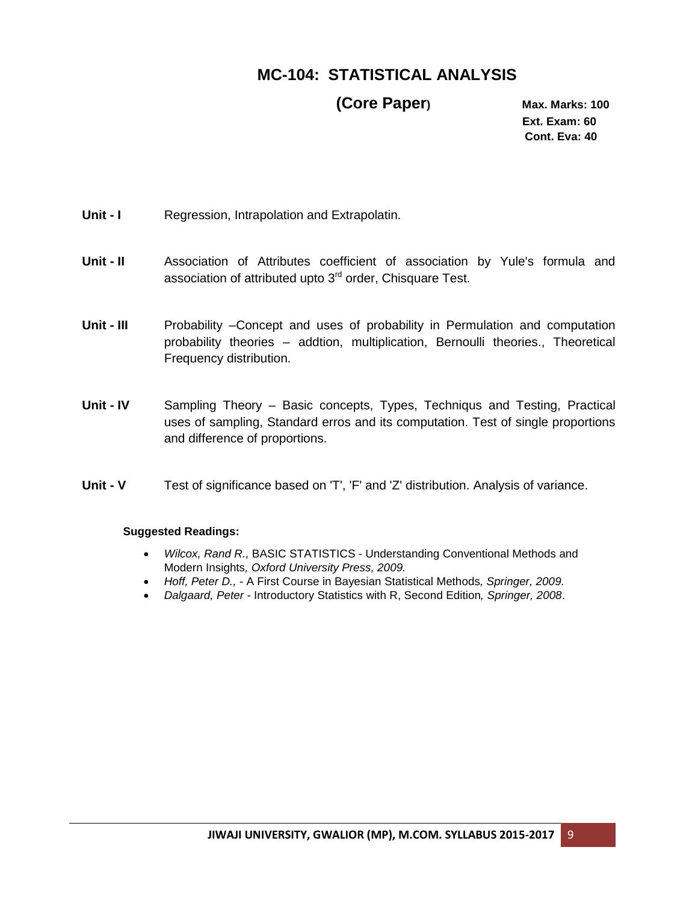# MC-104: STATISTICAL ANALYSIS

## (Core Paper)

**Max. Marks: 100**
**Ext. Exam: 60**
**Cont. Eva: 40**

**Unit - I** Regression, Intrapolation and Extrapolatin.

**Unit - II** Association of Attributes coefficient of association by Yule's formula and association of attributed upto 3rd order, Chisquare Test.

**Unit - III** Probability –Concept and uses of probability in Permulation and computation probability theories – addtion, multiplication, Bernoulli theories., Theoretical Frequency distribution.

**Unit - IV** Sampling Theory – Basic concepts, Types, Techniqus and Testing, Practical uses of sampling, Standard erros and its computation. Test of single proportions and difference of proportions.

**Unit - V** Test of significance based on 'T', 'F' and 'Z' distribution. Analysis of variance.

**Suggested Readings:**

- *Wilcox, Rand R.,* BASIC STATISTICS - Understanding Conventional Methods and Modern Insights*, Oxford University Press, 2009.*
- *Hoff, Peter D.,* - A First Course in Bayesian Statistical Methods*, Springer, 2009.*
- *Dalgaard, Peter* - Introductory Statistics with R, Second Edition*, Springer, 2008*.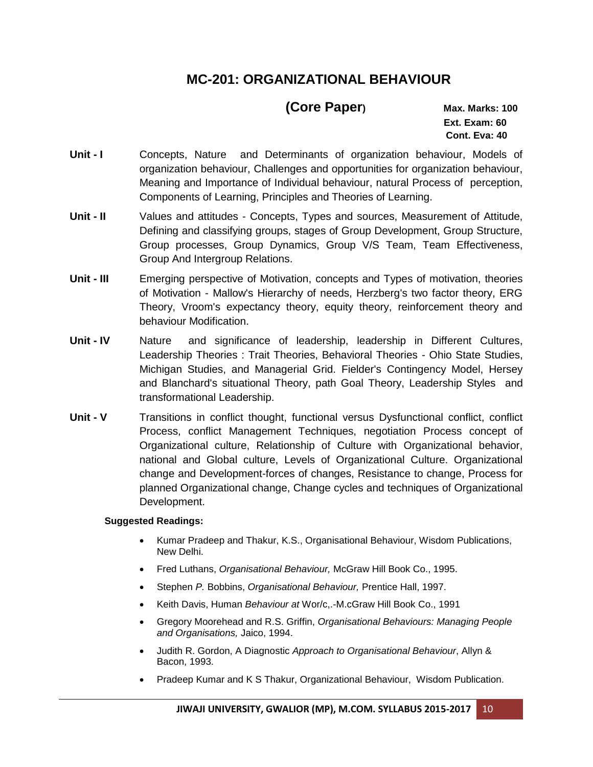# MC-201: ORGANIZATIONAL BEHAVIOUR

## (Core Paper)

**Max. Marks: 100**
**Ext. Exam: 60**
**Cont. Eva: 40**

**Unit - I** Concepts, Nature and Determinants of organization behaviour, Models of organization behaviour, Challenges and opportunities for organization behaviour, Meaning and Importance of Individual behaviour, natural Process of perception, Components of Learning, Principles and Theories of Learning.

**Unit - II** Values and attitudes - Concepts, Types and sources, Measurement of Attitude, Defining and classifying groups, stages of Group Development, Group Structure, Group processes, Group Dynamics, Group V/S Team, Team Effectiveness, Group And Intergroup Relations.

**Unit - III** Emerging perspective of Motivation, concepts and Types of motivation, theories of Motivation - Mallow's Hierarchy of needs, Herzberg's two factor theory, ERG Theory, Vroom's expectancy theory, equity theory, reinforcement theory and behaviour Modification.

**Unit - IV** Nature and significance of leadership, leadership in Different Cultures, Leadership Theories : Trait Theories, Behavioral Theories - Ohio State Studies, Michigan Studies, and Managerial Grid. Fielder's Contingency Model, Hersey and Blanchard's situational Theory, path Goal Theory, Leadership Styles and transformational Leadership.

**Unit - V** Transitions in conflict thought, functional versus Dysfunctional conflict, conflict Process, conflict Management Techniques, negotiation Process concept of Organizational culture, Relationship of Culture with Organizational behavior, national and Global culture, Levels of Organizational Culture. Organizational change and Development-forces of changes, Resistance to change, Process for planned Organizational change, Change cycles and techniques of Organizational Development.

**Suggested Readings:**

- Kumar Pradeep and Thakur, K.S., Organisational Behaviour, Wisdom Publications, New Delhi.
- Fred Luthans, *Organisational Behaviour,* McGraw Hill Book Co., 1995.
- Stephen *P.* Bobbins, *Organisational Behaviour,* Prentice Hall, 1997.
- Keith Davis, Human *Behaviour at* Wor/c,.-M.cGraw Hill Book Co., 1991
- Gregory Moorehead and R.S. Griffin, *Organisational Behaviours: Managing People and Organisations,* Jaico, 1994.
- Judith R. Gordon, A Diagnostic *Approach to Organisational Behaviour*, Allyn & Bacon, 1993.
- Pradeep Kumar and K S Thakur, Organizational Behaviour, Wisdom Publication.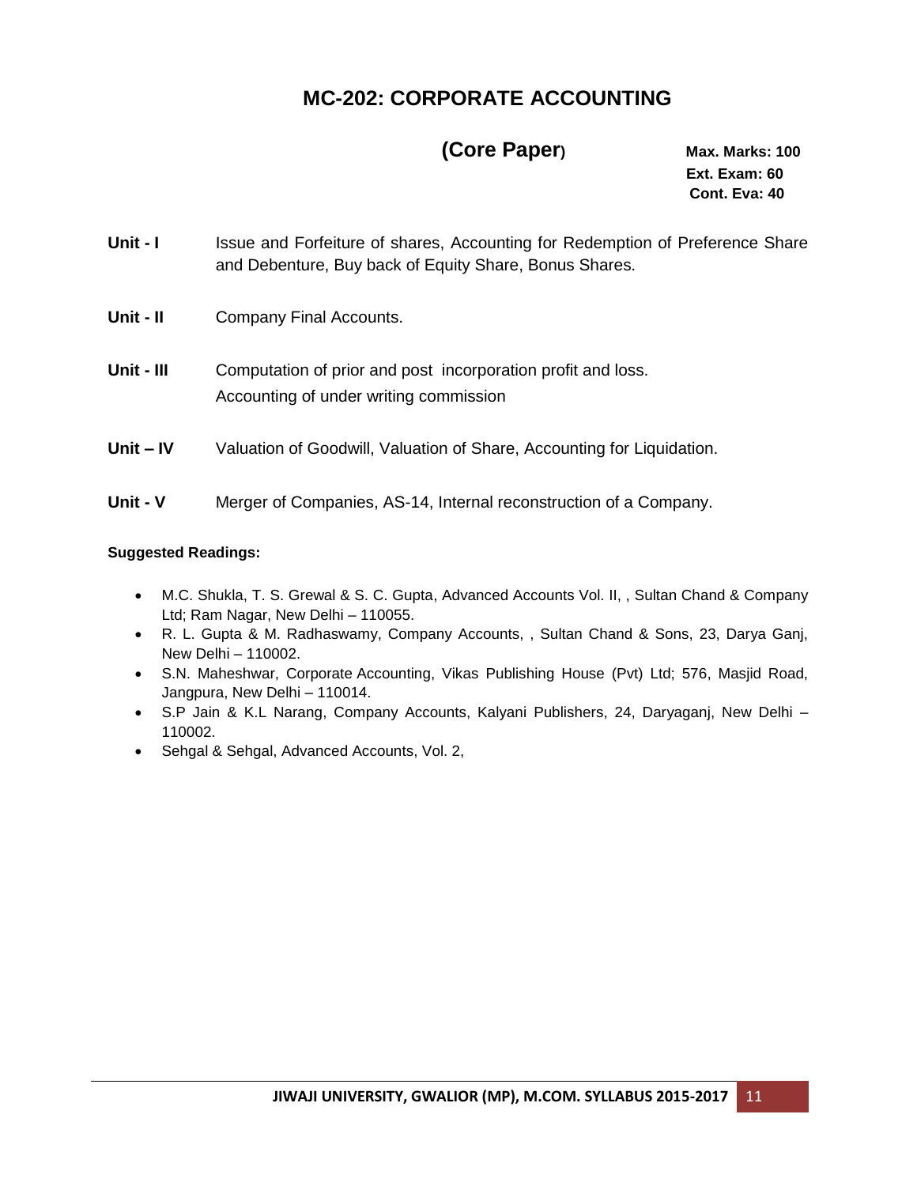# MC-202: CORPORATE ACCOUNTING

**(Core Paper)**

**Max. Marks: 100**
**Ext. Exam: 60**
**Cont. Eva: 40**

**Unit - I** Issue and Forfeiture of shares, Accounting for Redemption of Preference Share and Debenture, Buy back of Equity Share, Bonus Shares.

**Unit - II** Company Final Accounts.

**Unit - III** Computation of prior and post incorporation profit and loss.
Accounting of under writing commission

**Unit – IV** Valuation of Goodwill, Valuation of Share, Accounting for Liquidation.

**Unit - V** Merger of Companies, AS-14, Internal reconstruction of a Company.

**Suggested Readings:**

- M.C. Shukla, T. S. Grewal & S. C. Gupta, Advanced Accounts Vol. II, , Sultan Chand & Company Ltd; Ram Nagar, New Delhi – 110055.
- R. L. Gupta & M. Radhaswamy, Company Accounts, , Sultan Chand & Sons, 23, Darya Ganj, New Delhi – 110002.
- S.N. Maheshwar, Corporate Accounting, Vikas Publishing House (Pvt) Ltd; 576, Masjid Road, Jangpura, New Delhi – 110014.
- S.P Jain & K.L Narang, Company Accounts, Kalyani Publishers, 24, Daryaganj, New Delhi – 110002.
- Sehgal & Sehgal, Advanced Accounts, Vol. 2,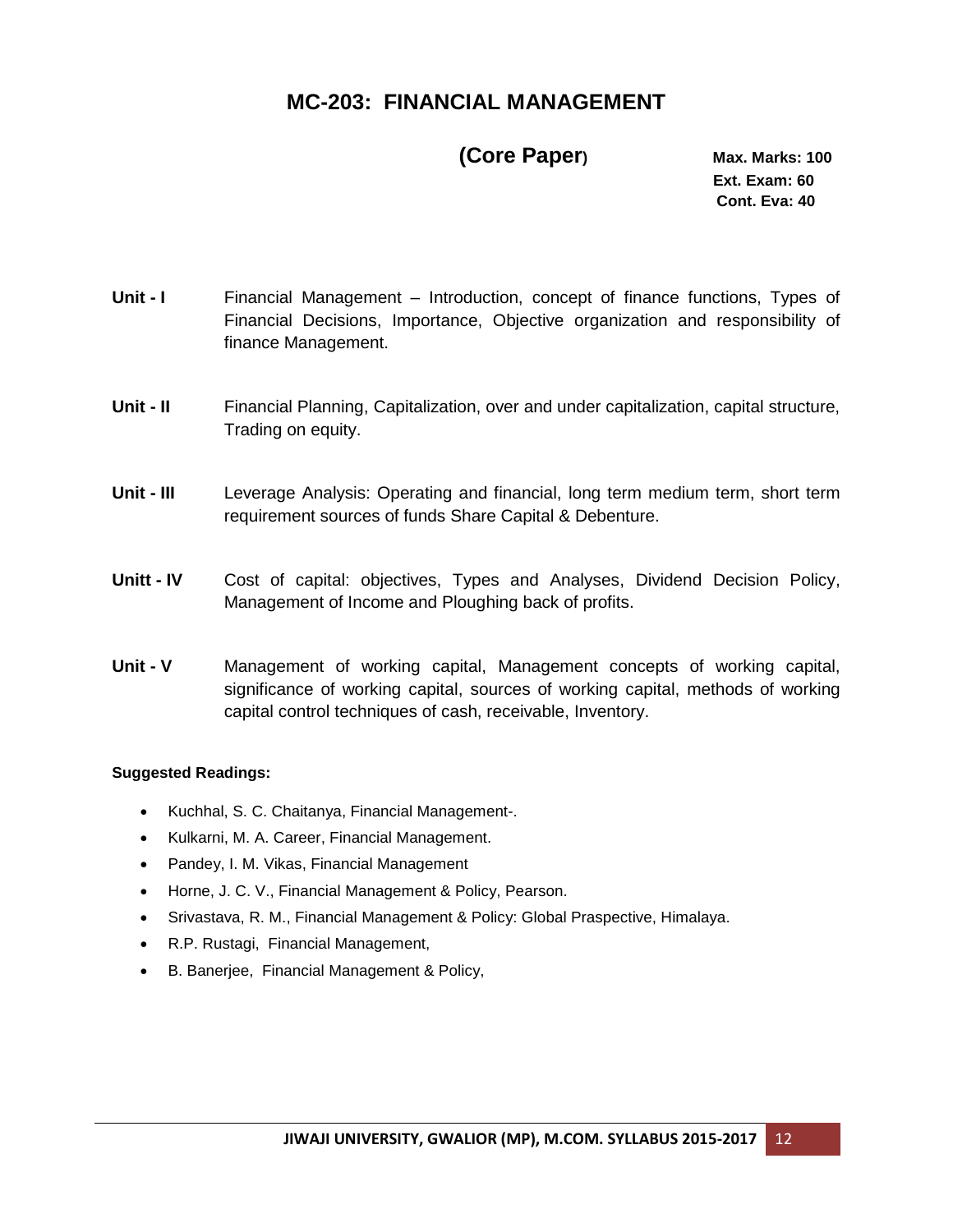# MC-203: FINANCIAL MANAGEMENT

**(Core Paper)**

**Max. Marks: 100**
**Ext. Exam: 60**
**Cont. Eva: 40**

**Unit - I** Financial Management – Introduction, concept of finance functions, Types of Financial Decisions, Importance, Objective organization and responsibility of finance Management.

**Unit - II** Financial Planning, Capitalization, over and under capitalization, capital structure, Trading on equity.

**Unit - III** Leverage Analysis: Operating and financial, long term medium term, short term requirement sources of funds Share Capital & Debenture.

**Unitt - IV** Cost of capital: objectives, Types and Analyses, Dividend Decision Policy, Management of Income and Ploughing back of profits.

**Unit - V** Management of working capital, Management concepts of working capital, significance of working capital, sources of working capital, methods of working capital control techniques of cash, receivable, Inventory.

**Suggested Readings:**

- Kuchhal, S. C. Chaitanya, Financial Management-.
- Kulkarni, M. A. Career, Financial Management.
- Pandey, I. M. Vikas, Financial Management
- Horne, J. C. V., Financial Management & Policy, Pearson.
- Srivastava, R. M., Financial Management & Policy: Global Praspective, Himalaya.
- R.P. Rustagi, Financial Management,
- B. Banerjee, Financial Management & Policy,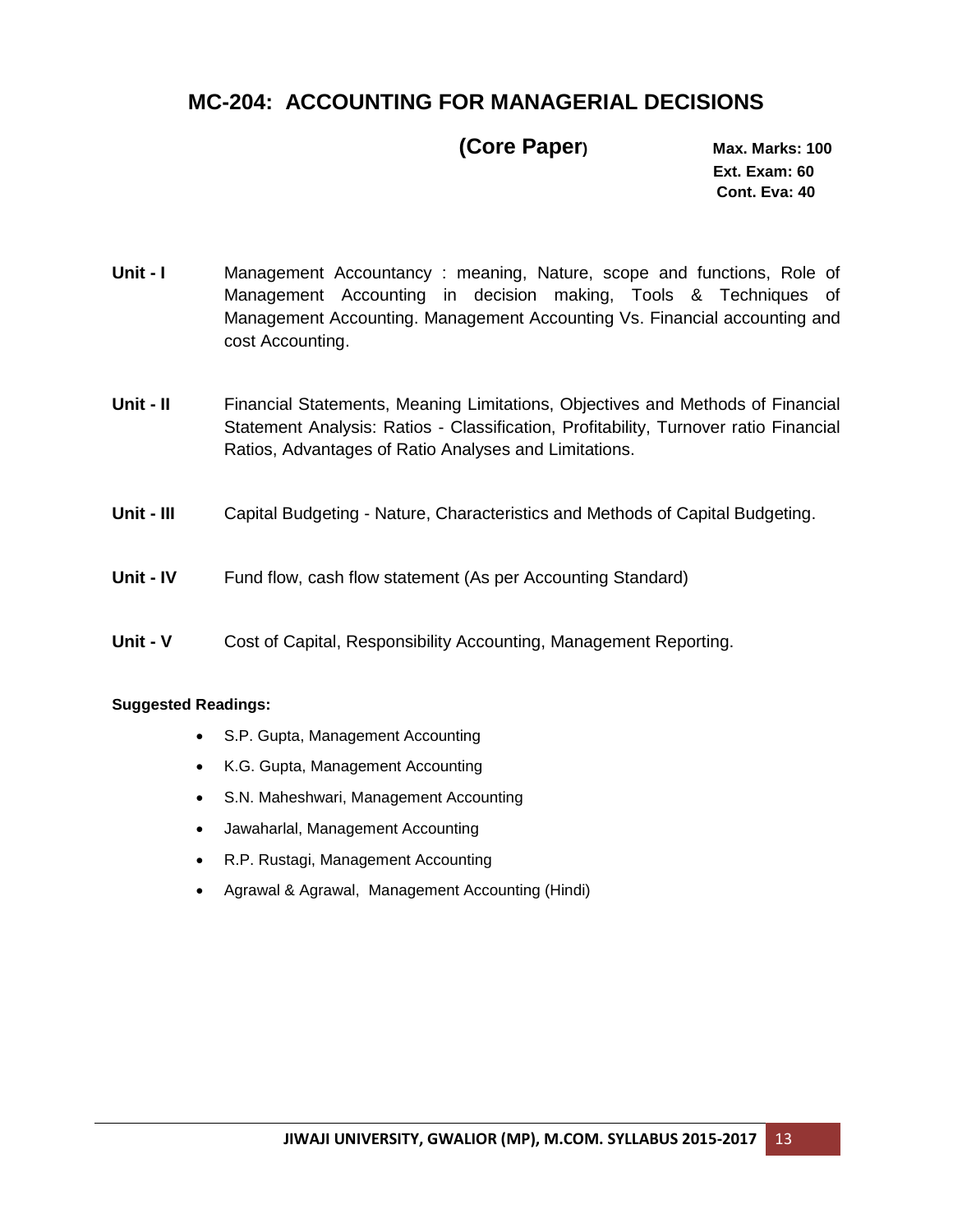# MC-204: ACCOUNTING FOR MANAGERIAL DECISIONS

## (Core Paper)

**Max. Marks: 100**
**Ext. Exam: 60**
**Cont. Eva: 40**

**Unit - I** Management Accountancy : meaning, Nature, scope and functions, Role of Management Accounting in decision making, Tools & Techniques of Management Accounting. Management Accounting Vs. Financial accounting and cost Accounting.

**Unit - II** Financial Statements, Meaning Limitations, Objectives and Methods of Financial Statement Analysis: Ratios - Classification, Profitability, Turnover ratio Financial Ratios, Advantages of Ratio Analyses and Limitations.

**Unit - III** Capital Budgeting - Nature, Characteristics and Methods of Capital Budgeting.

**Unit - IV** Fund flow, cash flow statement (As per Accounting Standard)

**Unit - V** Cost of Capital, Responsibility Accounting, Management Reporting.

**Suggested Readings:**

- S.P. Gupta, Management Accounting
- K.G. Gupta, Management Accounting
- S.N. Maheshwari, Management Accounting
- Jawaharlal, Management Accounting
- R.P. Rustagi, Management Accounting
- Agrawal & Agrawal, Management Accounting (Hindi)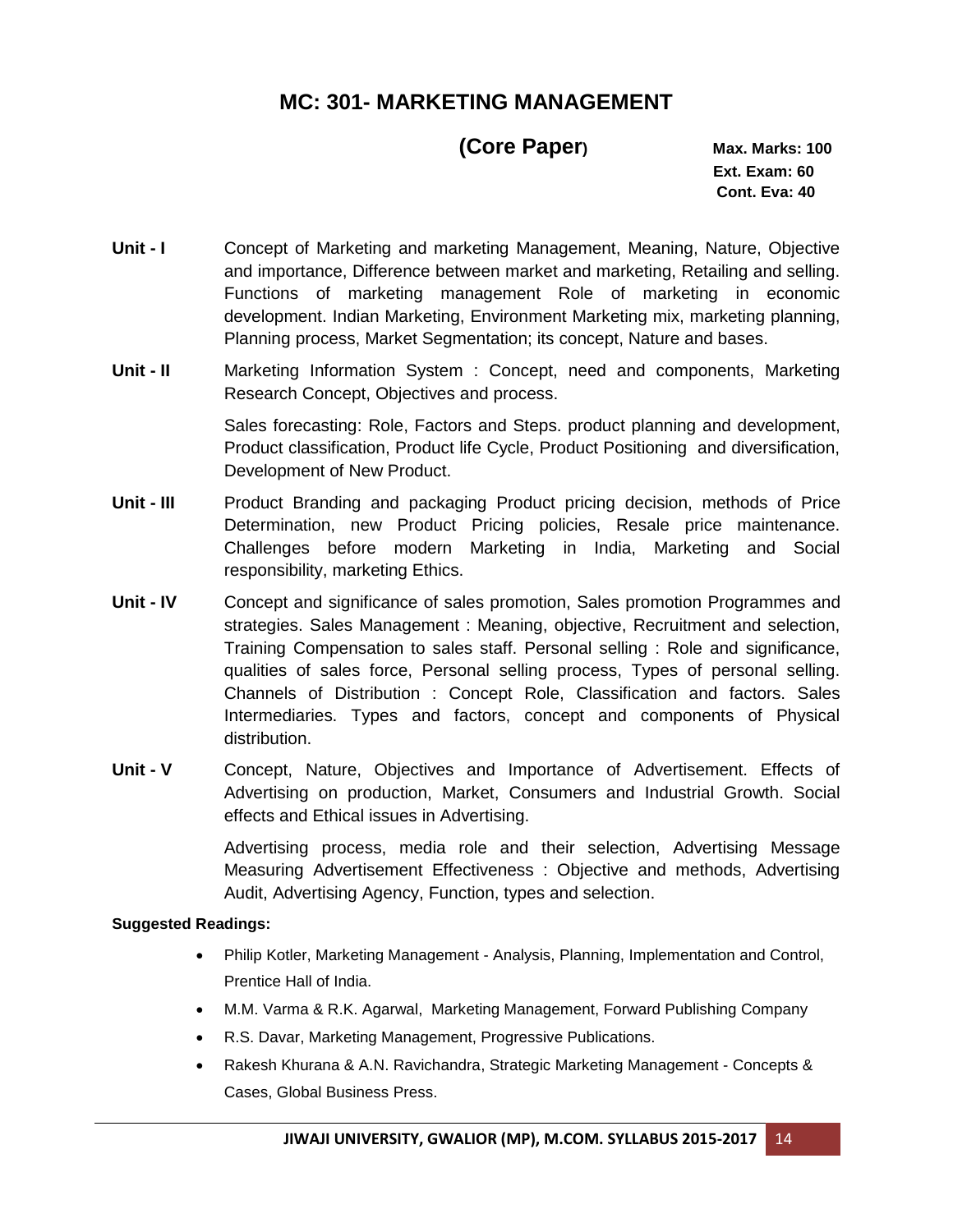# MC: 301- MARKETING MANAGEMENT

**(Core Paper)**

**Max. Marks: 100**
**Ext. Exam: 60**
**Cont. Eva: 40**

**Unit - I** Concept of Marketing and marketing Management, Meaning, Nature, Objective and importance, Difference between market and marketing, Retailing and selling. Functions of marketing management Role of marketing in economic development. Indian Marketing, Environment Marketing mix, marketing planning, Planning process, Market Segmentation; its concept, Nature and bases.

**Unit - II** Marketing Information System : Concept, need and components, Marketing Research Concept, Objectives and process.

Sales forecasting: Role, Factors and Steps. product planning and development, Product classification, Product life Cycle, Product Positioning and diversification, Development of New Product.

**Unit - III** Product Branding and packaging Product pricing decision, methods of Price Determination, new Product Pricing policies, Resale price maintenance. Challenges before modern Marketing in India, Marketing and Social responsibility, marketing Ethics.

**Unit - IV** Concept and significance of sales promotion, Sales promotion Programmes and strategies. Sales Management : Meaning, objective, Recruitment and selection, Training Compensation to sales staff. Personal selling : Role and significance, qualities of sales force, Personal selling process, Types of personal selling. Channels of Distribution : Concept Role, Classification and factors. Sales Intermediaries. Types and factors, concept and components of Physical distribution.

**Unit - V** Concept, Nature, Objectives and Importance of Advertisement. Effects of Advertising on production, Market, Consumers and Industrial Growth. Social effects and Ethical issues in Advertising.

Advertising process, media role and their selection, Advertising Message Measuring Advertisement Effectiveness : Objective and methods, Advertising Audit, Advertising Agency, Function, types and selection.

**Suggested Readings:**

- Philip Kotler, Marketing Management - Analysis, Planning, Implementation and Control, Prentice Hall of India.
- M.M. Varma & R.K. Agarwal, Marketing Management, Forward Publishing Company
- R.S. Davar, Marketing Management, Progressive Publications.
- Rakesh Khurana & A.N. Ravichandra, Strategic Marketing Management - Concepts & Cases, Global Business Press.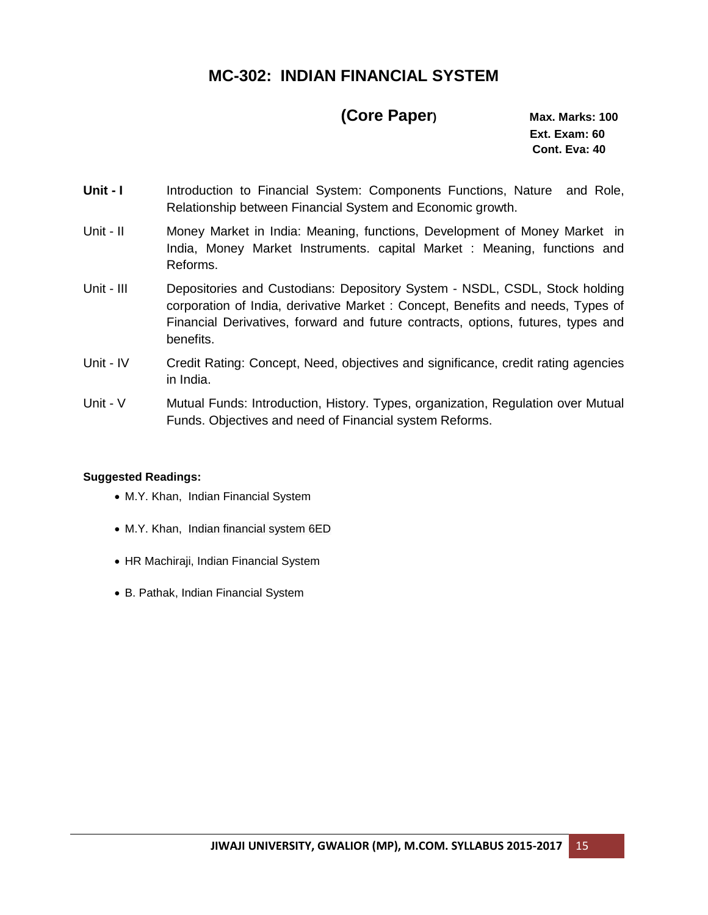# MC-302: INDIAN FINANCIAL SYSTEM

**(Core Paper)**

**Max. Marks: 100**
**Ext. Exam: 60**
**Cont. Eva: 40**

| | |
|---|---|
| **Unit - I** | Introduction to Financial System: Components Functions, Nature and Role, Relationship between Financial System and Economic growth. |
| Unit - II | Money Market in India: Meaning, functions, Development of Money Market in India, Money Market Instruments. capital Market : Meaning, functions and Reforms. |
| Unit - III | Depositories and Custodians: Depository System - NSDL, CSDL, Stock holding corporation of India, derivative Market : Concept, Benefits and needs, Types of Financial Derivatives, forward and future contracts, options, futures, types and benefits. |
| Unit - IV | Credit Rating: Concept, Need, objectives and significance, credit rating agencies in India. |
| Unit - V | Mutual Funds: Introduction, History. Types, organization, Regulation over Mutual Funds. Objectives and need of Financial system Reforms. |

**Suggested Readings:**

- M.Y. Khan, Indian Financial System
- M.Y. Khan, Indian financial system 6ED
- HR Machiraji, Indian Financial System
- B. Pathak, Indian Financial System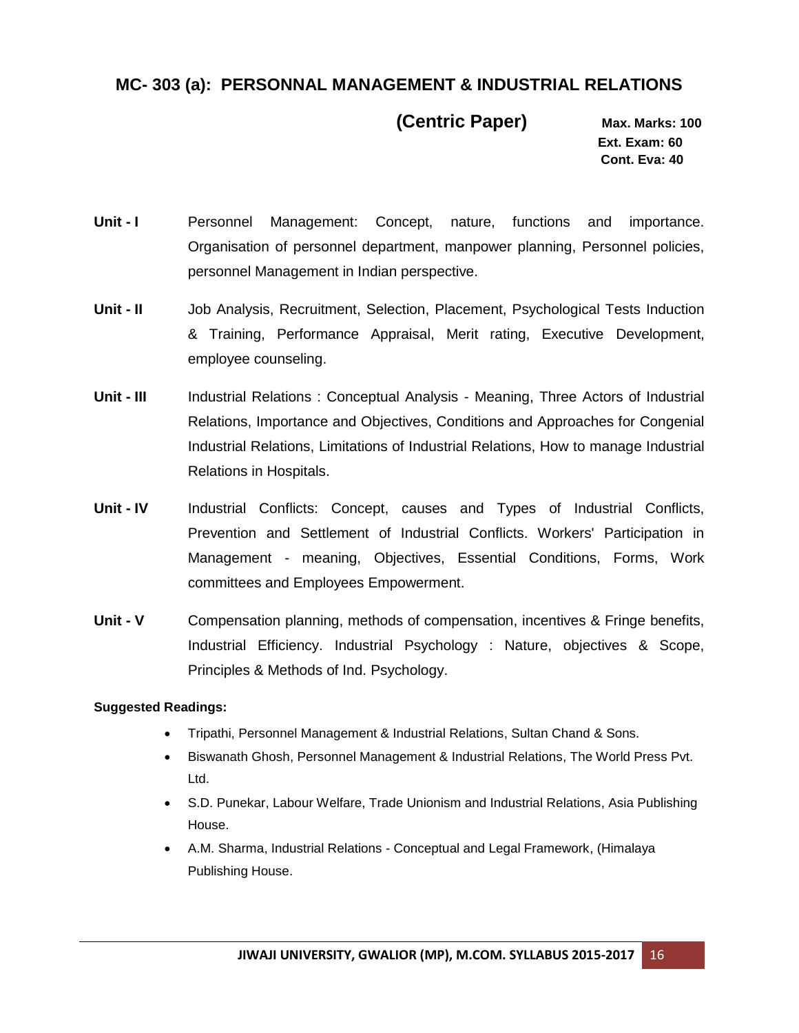## MC- 303 (a): PERSONNAL MANAGEMENT & INDUSTRIAL RELATIONS

**(Centric Paper)**

**Max. Marks: 100**
**Ext. Exam: 60**
**Cont. Eva: 40**

**Unit - I** Personnel Management: Concept, nature, functions and importance. Organisation of personnel department, manpower planning, Personnel policies, personnel Management in Indian perspective.

**Unit - II** Job Analysis, Recruitment, Selection, Placement, Psychological Tests Induction & Training, Performance Appraisal, Merit rating, Executive Development, employee counseling.

**Unit - III** Industrial Relations : Conceptual Analysis - Meaning, Three Actors of Industrial Relations, Importance and Objectives, Conditions and Approaches for Congenial Industrial Relations, Limitations of Industrial Relations, How to manage Industrial Relations in Hospitals.

**Unit - IV** Industrial Conflicts: Concept, causes and Types of Industrial Conflicts, Prevention and Settlement of Industrial Conflicts. Workers' Participation in Management - meaning, Objectives, Essential Conditions, Forms, Work committees and Employees Empowerment.

**Unit - V** Compensation planning, methods of compensation, incentives & Fringe benefits, Industrial Efficiency. Industrial Psychology : Nature, objectives & Scope, Principles & Methods of Ind. Psychology.

**Suggested Readings:**

- Tripathi, Personnel Management & Industrial Relations, Sultan Chand & Sons.
- Biswanath Ghosh, Personnel Management & Industrial Relations, The World Press Pvt. Ltd.
- S.D. Punekar, Labour Welfare, Trade Unionism and Industrial Relations, Asia Publishing House.
- A.M. Sharma, Industrial Relations - Conceptual and Legal Framework, (Himalaya Publishing House.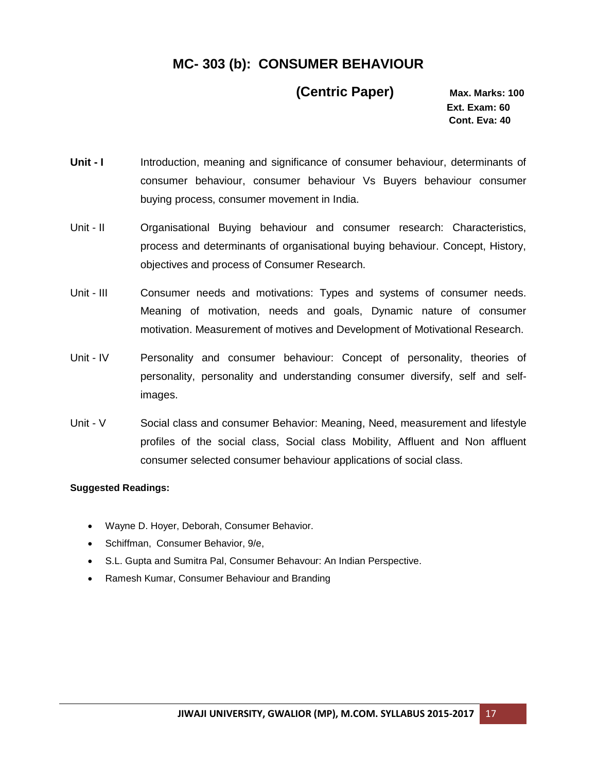## MC- 303 (b): CONSUMER BEHAVIOUR

**(Centric Paper)**

**Max. Marks: 100**
**Ext. Exam: 60**
**Cont. Eva: 40**

**Unit - I** Introduction, meaning and significance of consumer behaviour, determinants of consumer behaviour, consumer behaviour Vs Buyers behaviour consumer buying process, consumer movement in India.

Unit - II Organisational Buying behaviour and consumer research: Characteristics, process and determinants of organisational buying behaviour. Concept, History, objectives and process of Consumer Research.

Unit - III Consumer needs and motivations: Types and systems of consumer needs. Meaning of motivation, needs and goals, Dynamic nature of consumer motivation. Measurement of motives and Development of Motivational Research.

Unit - IV Personality and consumer behaviour: Concept of personality, theories of personality, personality and understanding consumer diversify, self and self-images.

Unit - V Social class and consumer Behavior: Meaning, Need, measurement and lifestyle profiles of the social class, Social class Mobility, Affluent and Non affluent consumer selected consumer behaviour applications of social class.

**Suggested Readings:**

- Wayne D. Hoyer, Deborah, Consumer Behavior.
- Schiffman, Consumer Behavior, 9/e,
- S.L. Gupta and Sumitra Pal, Consumer Behavour: An Indian Perspective.
- Ramesh Kumar, Consumer Behaviour and Branding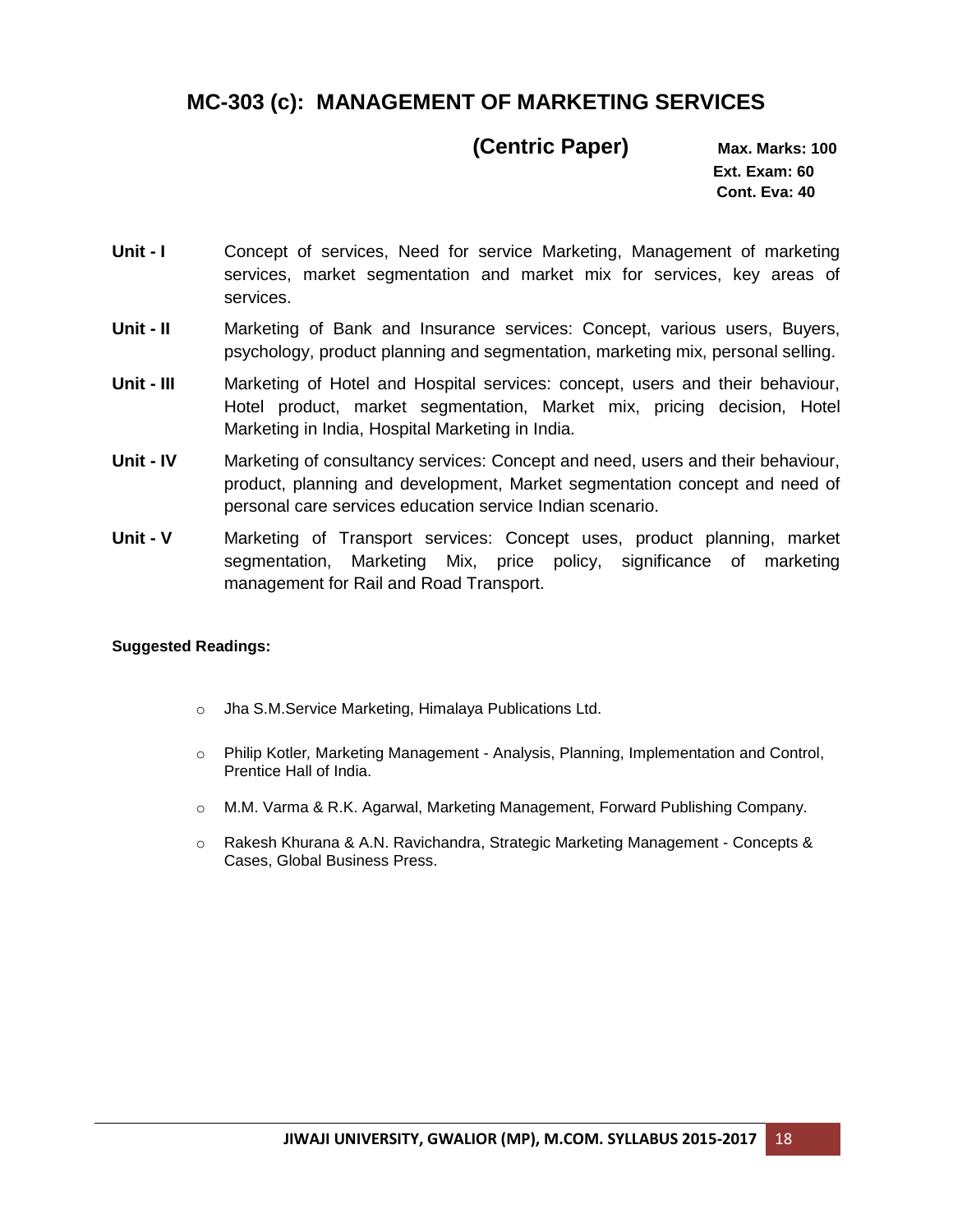## MC-303 (c): MANAGEMENT OF MARKETING SERVICES

**(Centric Paper)**

**Max. Marks: 100**
**Ext. Exam: 60**
**Cont. Eva: 40**

**Unit - I** Concept of services, Need for service Marketing, Management of marketing services, market segmentation and market mix for services, key areas of services.

**Unit - II** Marketing of Bank and Insurance services: Concept, various users, Buyers, psychology, product planning and segmentation, marketing mix, personal selling.

**Unit - III** Marketing of Hotel and Hospital services: concept, users and their behaviour, Hotel product, market segmentation, Market mix, pricing decision, Hotel Marketing in India, Hospital Marketing in India.

**Unit - IV** Marketing of consultancy services: Concept and need, users and their behaviour, product, planning and development, Market segmentation concept and need of personal care services education service Indian scenario.

**Unit - V** Marketing of Transport services: Concept uses, product planning, market segmentation, Marketing Mix, price policy, significance of marketing management for Rail and Road Transport.

**Suggested Readings:**

- Jha S.M.Service Marketing, Himalaya Publications Ltd.
- Philip Kotler, Marketing Management - Analysis, Planning, Implementation and Control, Prentice Hall of India.
- M.M. Varma & R.K. Agarwal, Marketing Management, Forward Publishing Company.
- Rakesh Khurana & A.N. Ravichandra, Strategic Marketing Management - Concepts & Cases, Global Business Press.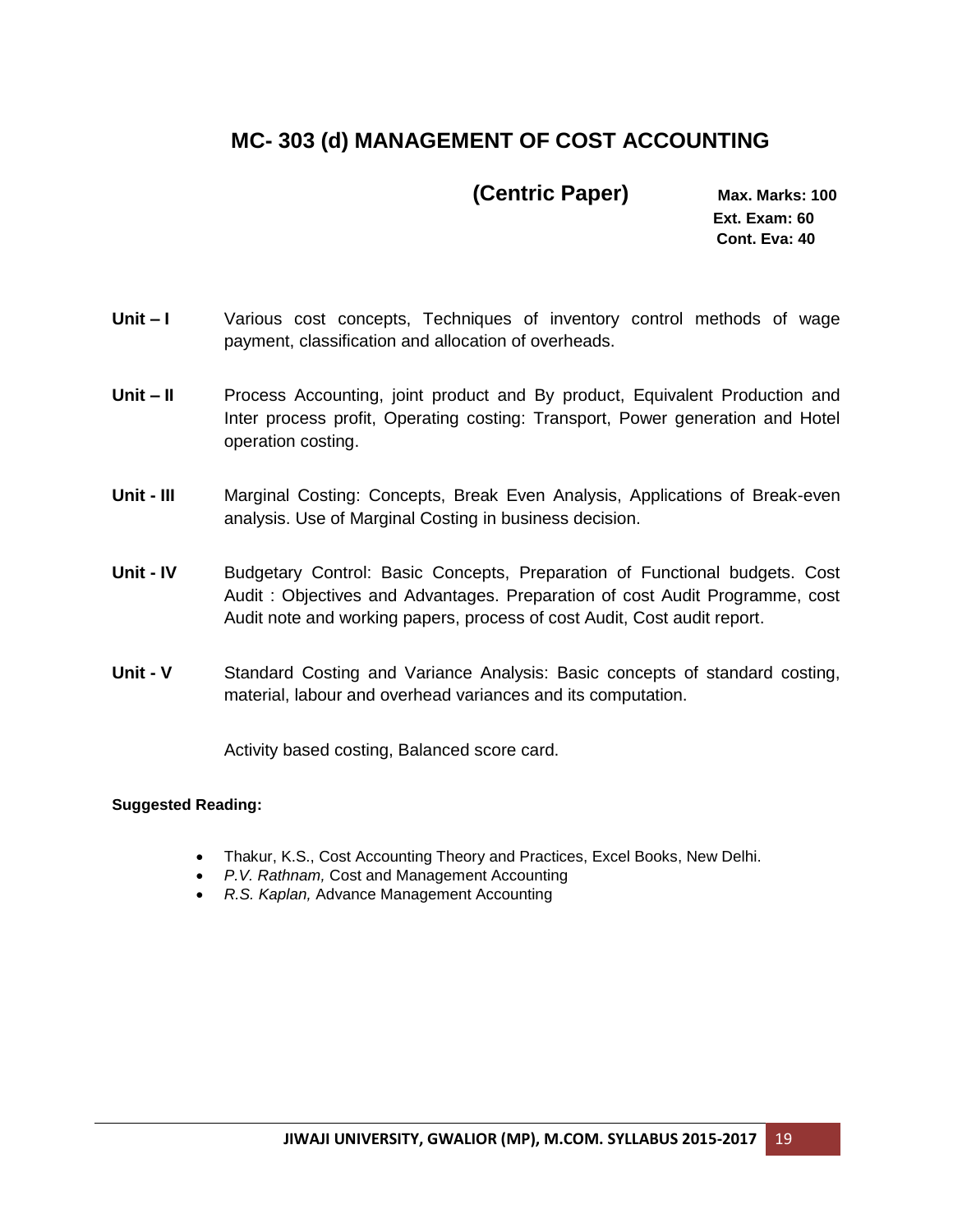## MC- 303 (d) MANAGEMENT OF COST ACCOUNTING

**(Centric Paper)**

**Max. Marks: 100**
**Ext. Exam: 60**
**Cont. Eva: 40**

**Unit – I** Various cost concepts, Techniques of inventory control methods of wage payment, classification and allocation of overheads.

**Unit – II** Process Accounting, joint product and By product, Equivalent Production and Inter process profit, Operating costing: Transport, Power generation and Hotel operation costing.

**Unit - III** Marginal Costing: Concepts, Break Even Analysis, Applications of Break-even analysis. Use of Marginal Costing in business decision.

**Unit - IV** Budgetary Control: Basic Concepts, Preparation of Functional budgets. Cost Audit : Objectives and Advantages. Preparation of cost Audit Programme, cost Audit note and working papers, process of cost Audit, Cost audit report.

**Unit - V** Standard Costing and Variance Analysis: Basic concepts of standard costing, material, labour and overhead variances and its computation.

Activity based costing, Balanced score card.

**Suggested Reading:**

- Thakur, K.S., Cost Accounting Theory and Practices, Excel Books, New Delhi.
- *P.V. Rathnam,* Cost and Management Accounting
- *R.S. Kaplan,* Advance Management Accounting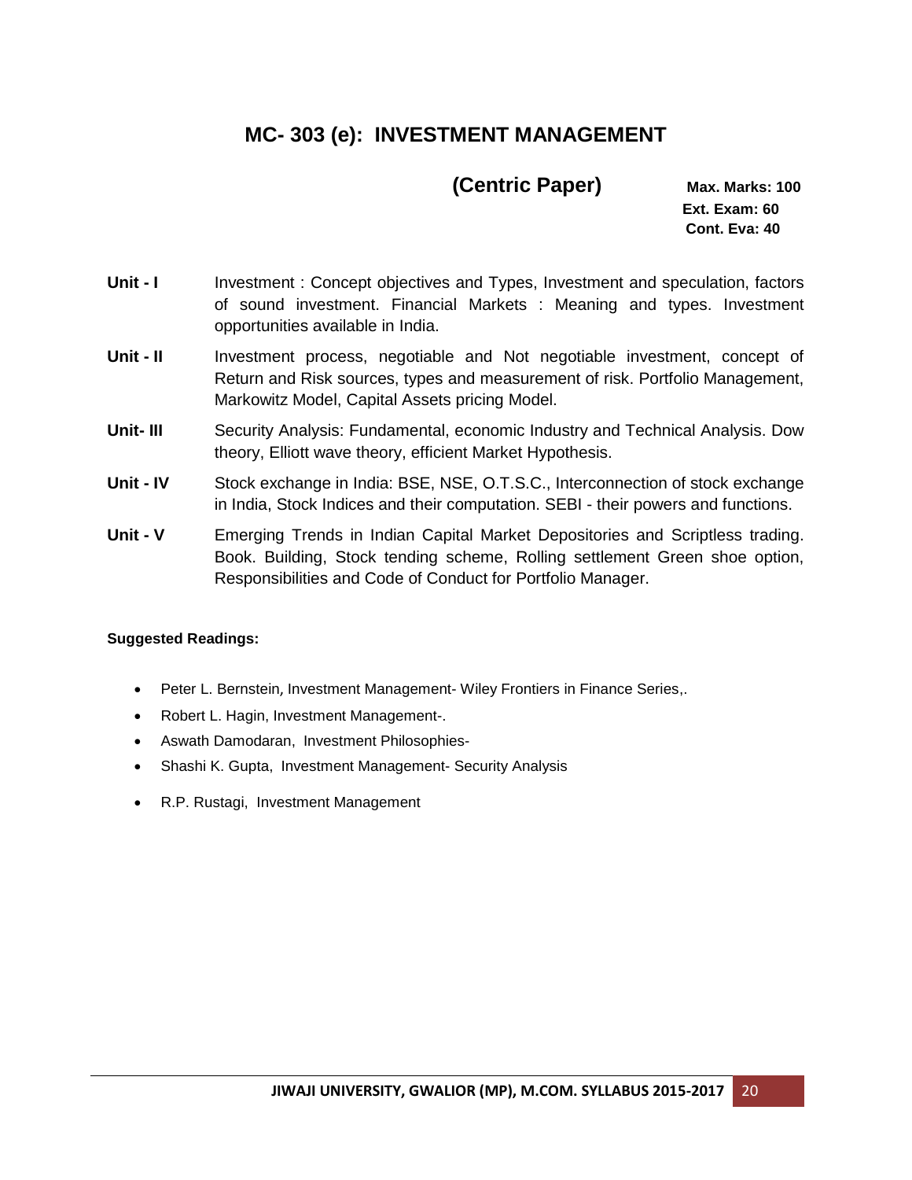## MC- 303 (e): INVESTMENT MANAGEMENT

**(Centric Paper)**

**Max. Marks: 100**
**Ext. Exam: 60**
**Cont. Eva: 40**

**Unit - I** Investment : Concept objectives and Types, Investment and speculation, factors of sound investment. Financial Markets : Meaning and types. Investment opportunities available in India.

**Unit - II** Investment process, negotiable and Not negotiable investment, concept of Return and Risk sources, types and measurement of risk. Portfolio Management, Markowitz Model, Capital Assets pricing Model.

**Unit- III** Security Analysis: Fundamental, economic Industry and Technical Analysis. Dow theory, Elliott wave theory, efficient Market Hypothesis.

**Unit - IV** Stock exchange in India: BSE, NSE, O.T.S.C., Interconnection of stock exchange in India, Stock Indices and their computation. SEBI - their powers and functions.

**Unit - V** Emerging Trends in Indian Capital Market Depositories and Scriptless trading. Book. Building, Stock tending scheme, Rolling settlement Green shoe option, Responsibilities and Code of Conduct for Portfolio Manager.

**Suggested Readings:**

- Peter L. Bernstein, Investment Management- Wiley Frontiers in Finance Series,.
- Robert L. Hagin, Investment Management-.
- Aswath Damodaran, Investment Philosophies-
- Shashi K. Gupta, Investment Management- Security Analysis
- R.P. Rustagi, Investment Management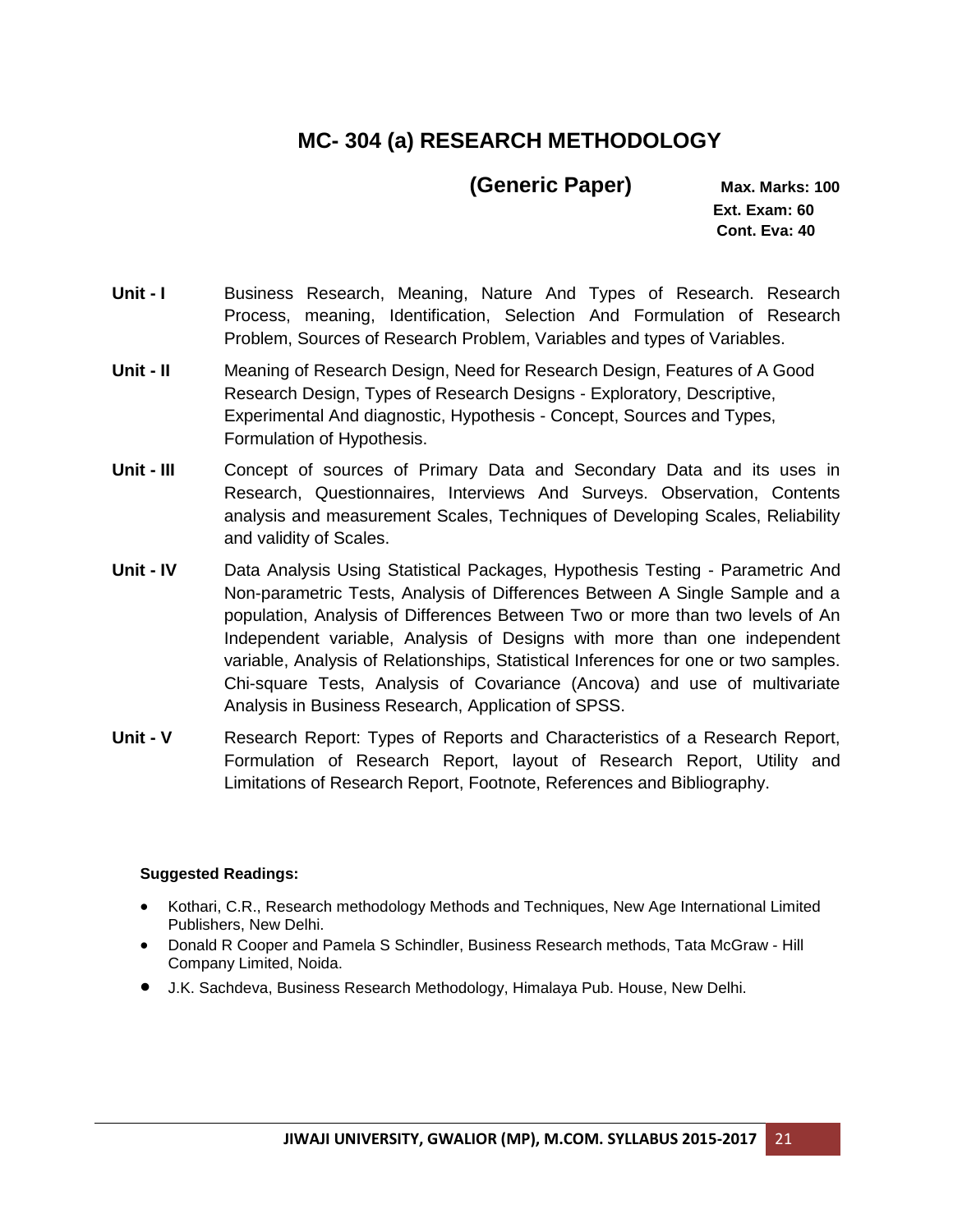# MC- 304 (a) RESEARCH METHODOLOGY

## (Generic Paper)

**Max. Marks: 100**
**Ext. Exam: 60**
**Cont. Eva: 40**

**Unit - I** Business Research, Meaning, Nature And Types of Research. Research Process, meaning, Identification, Selection And Formulation of Research Problem, Sources of Research Problem, Variables and types of Variables.

**Unit - II** Meaning of Research Design, Need for Research Design, Features of A Good Research Design, Types of Research Designs - Exploratory, Descriptive, Experimental And diagnostic, Hypothesis - Concept, Sources and Types, Formulation of Hypothesis.

**Unit - III** Concept of sources of Primary Data and Secondary Data and its uses in Research, Questionnaires, Interviews And Surveys. Observation, Contents analysis and measurement Scales, Techniques of Developing Scales, Reliability and validity of Scales.

**Unit - IV** Data Analysis Using Statistical Packages, Hypothesis Testing - Parametric And Non-parametric Tests, Analysis of Differences Between A Single Sample and a population, Analysis of Differences Between Two or more than two levels of An Independent variable, Analysis of Designs with more than one independent variable, Analysis of Relationships, Statistical Inferences for one or two samples. Chi-square Tests, Analysis of Covariance (Ancova) and use of multivariate Analysis in Business Research, Application of SPSS.

**Unit - V** Research Report: Types of Reports and Characteristics of a Research Report, Formulation of Research Report, layout of Research Report, Utility and Limitations of Research Report, Footnote, References and Bibliography.

**Suggested Readings:**

- Kothari, C.R., Research methodology Methods and Techniques, New Age International Limited Publishers, New Delhi.
- Donald R Cooper and Pamela S Schindler, Business Research methods, Tata McGraw - Hill Company Limited, Noida.
- J.K. Sachdeva, Business Research Methodology, Himalaya Pub. House, New Delhi.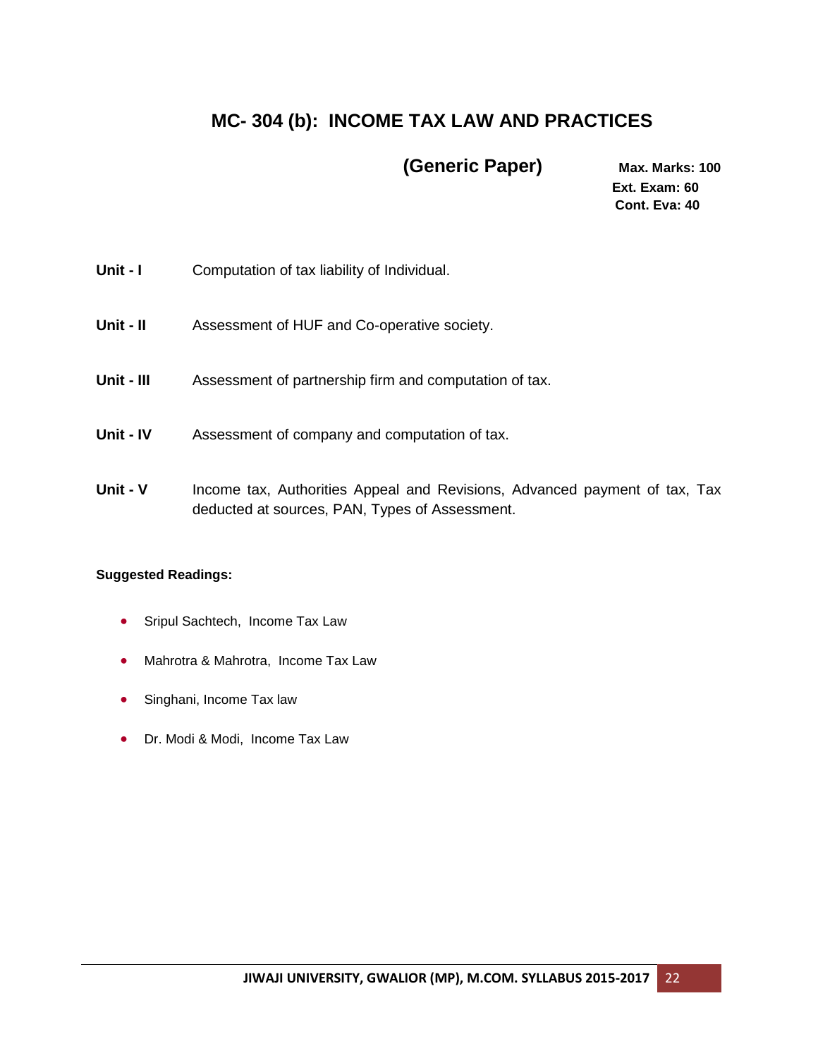# MC- 304 (b): INCOME TAX LAW AND PRACTICES

**(Generic Paper)**

**Max. Marks: 100**
**Ext. Exam: 60**
**Cont. Eva: 40**

**Unit - I** Computation of tax liability of Individual.

**Unit - II** Assessment of HUF and Co-operative society.

**Unit - III** Assessment of partnership firm and computation of tax.

**Unit - IV** Assessment of company and computation of tax.

**Unit - V** Income tax, Authorities Appeal and Revisions, Advanced payment of tax, Tax deducted at sources, PAN, Types of Assessment.

**Suggested Readings:**

- Sripul Sachtech, Income Tax Law
- Mahrotra & Mahrotra, Income Tax Law
- Singhani, Income Tax law
- Dr. Modi & Modi, Income Tax Law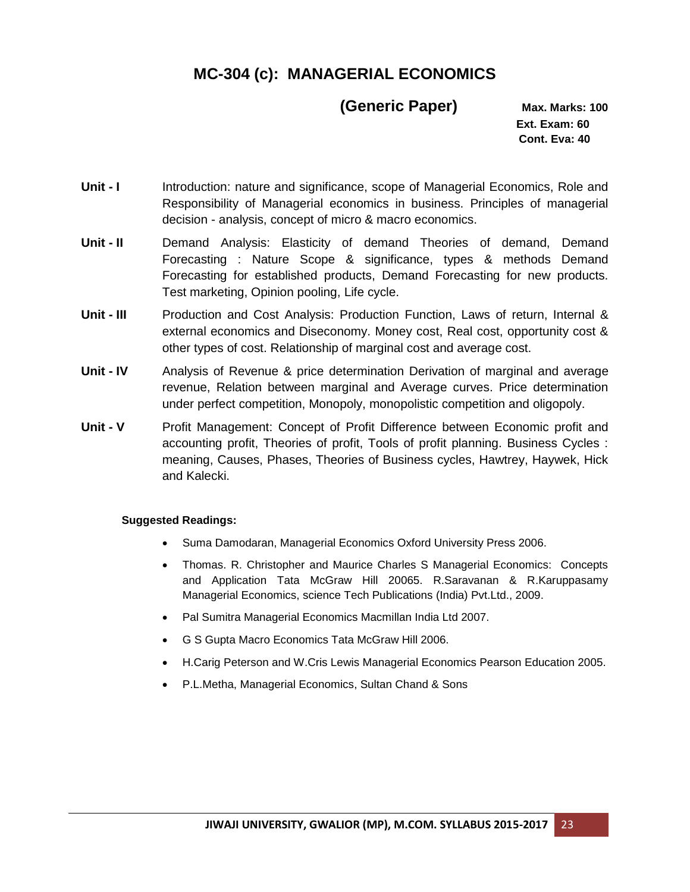# MC-304 (c): MANAGERIAL ECONOMICS

## (Generic Paper)

**Max. Marks: 100**
**Ext. Exam: 60**
**Cont. Eva: 40**

**Unit - I** Introduction: nature and significance, scope of Managerial Economics, Role and Responsibility of Managerial economics in business. Principles of managerial decision - analysis, concept of micro & macro economics.

**Unit - II** Demand Analysis: Elasticity of demand Theories of demand, Demand Forecasting : Nature Scope & significance, types & methods Demand Forecasting for established products, Demand Forecasting for new products. Test marketing, Opinion pooling, Life cycle.

**Unit - III** Production and Cost Analysis: Production Function, Laws of return, Internal & external economics and Diseconomy. Money cost, Real cost, opportunity cost & other types of cost. Relationship of marginal cost and average cost.

**Unit - IV** Analysis of Revenue & price determination Derivation of marginal and average revenue, Relation between marginal and Average curves. Price determination under perfect competition, Monopoly, monopolistic competition and oligopoly.

**Unit - V** Profit Management: Concept of Profit Difference between Economic profit and accounting profit, Theories of profit, Tools of profit planning. Business Cycles : meaning, Causes, Phases, Theories of Business cycles, Hawtrey, Haywek, Hick and Kalecki.

**Suggested Readings:**

- Suma Damodaran, Managerial Economics Oxford University Press 2006.
- Thomas. R. Christopher and Maurice Charles S Managerial Economics: Concepts and Application Tata McGraw Hill 20065. R.Saravanan & R.Karuppasamy Managerial Economics, science Tech Publications (India) Pvt.Ltd., 2009.
- Pal Sumitra Managerial Economics Macmillan India Ltd 2007.
- G S Gupta Macro Economics Tata McGraw Hill 2006.
- H.Carig Peterson and W.Cris Lewis Managerial Economics Pearson Education 2005.
- P.L.Metha, Managerial Economics, Sultan Chand & Sons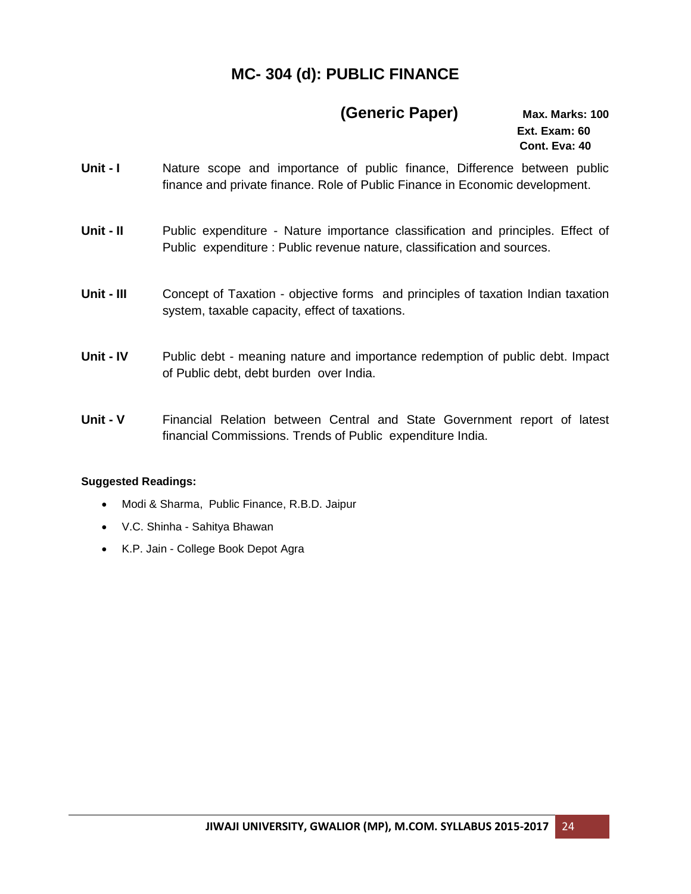# MC- 304 (d): PUBLIC FINANCE

## (Generic Paper)

**Max. Marks: 100**
**Ext. Exam: 60**
**Cont. Eva: 40**

**Unit - I** Nature scope and importance of public finance, Difference between public finance and private finance. Role of Public Finance in Economic development.

**Unit - II** Public expenditure - Nature importance classification and principles. Effect of Public expenditure : Public revenue nature, classification and sources.

**Unit - III** Concept of Taxation - objective forms and principles of taxation Indian taxation system, taxable capacity, effect of taxations.

**Unit - IV** Public debt - meaning nature and importance redemption of public debt. Impact of Public debt, debt burden over India.

**Unit - V** Financial Relation between Central and State Government report of latest financial Commissions. Trends of Public expenditure India.

**Suggested Readings:**

- Modi & Sharma, Public Finance, R.B.D. Jaipur
- V.C. Shinha - Sahitya Bhawan
- K.P. Jain - College Book Depot Agra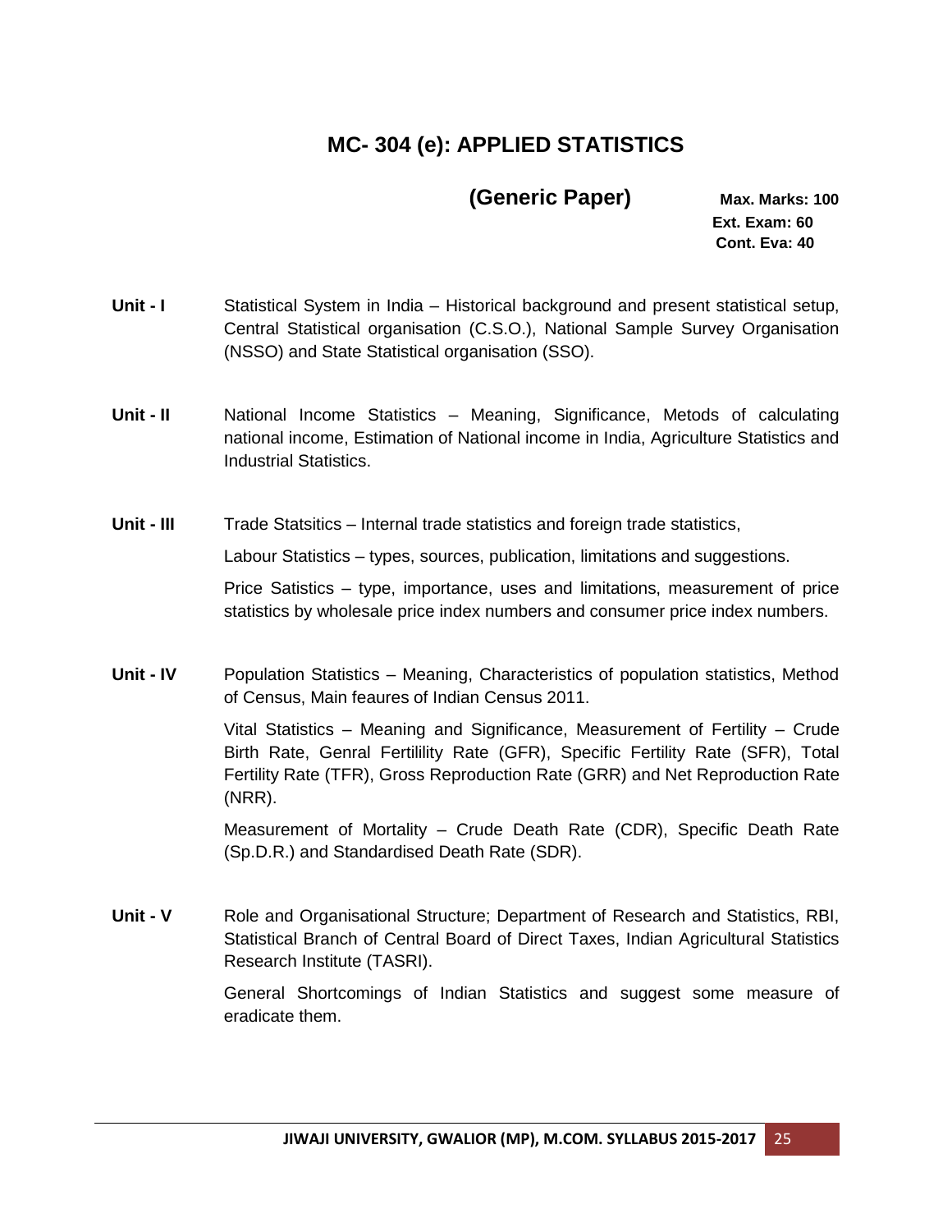# MC- 304 (e): APPLIED STATISTICS

## (Generic Paper)

**Max. Marks: 100**
**Ext. Exam: 60**
**Cont. Eva: 40**

**Unit - I** Statistical System in India – Historical background and present statistical setup, Central Statistical organisation (C.S.O.), National Sample Survey Organisation (NSSO) and State Statistical organisation (SSO).

**Unit - II** National Income Statistics – Meaning, Significance, Metods of calculating national income, Estimation of National income in India, Agriculture Statistics and Industrial Statistics.

**Unit - III** Trade Statsitics – Internal trade statistics and foreign trade statistics,

Labour Statistics – types, sources, publication, limitations and suggestions.

Price Satistics – type, importance, uses and limitations, measurement of price statistics by wholesale price index numbers and consumer price index numbers.

**Unit - IV** Population Statistics – Meaning, Characteristics of population statistics, Method of Census, Main feaures of Indian Census 2011.

Vital Statistics – Meaning and Significance, Measurement of Fertility – Crude Birth Rate, Genral Fertilility Rate (GFR), Specific Fertility Rate (SFR), Total Fertility Rate (TFR), Gross Reproduction Rate (GRR) and Net Reproduction Rate (NRR).

Measurement of Mortality – Crude Death Rate (CDR), Specific Death Rate (Sp.D.R.) and Standardised Death Rate (SDR).

**Unit - V** Role and Organisational Structure; Department of Research and Statistics, RBI, Statistical Branch of Central Board of Direct Taxes, Indian Agricultural Statistics Research Institute (TASRI).

General Shortcomings of Indian Statistics and suggest some measure of eradicate them.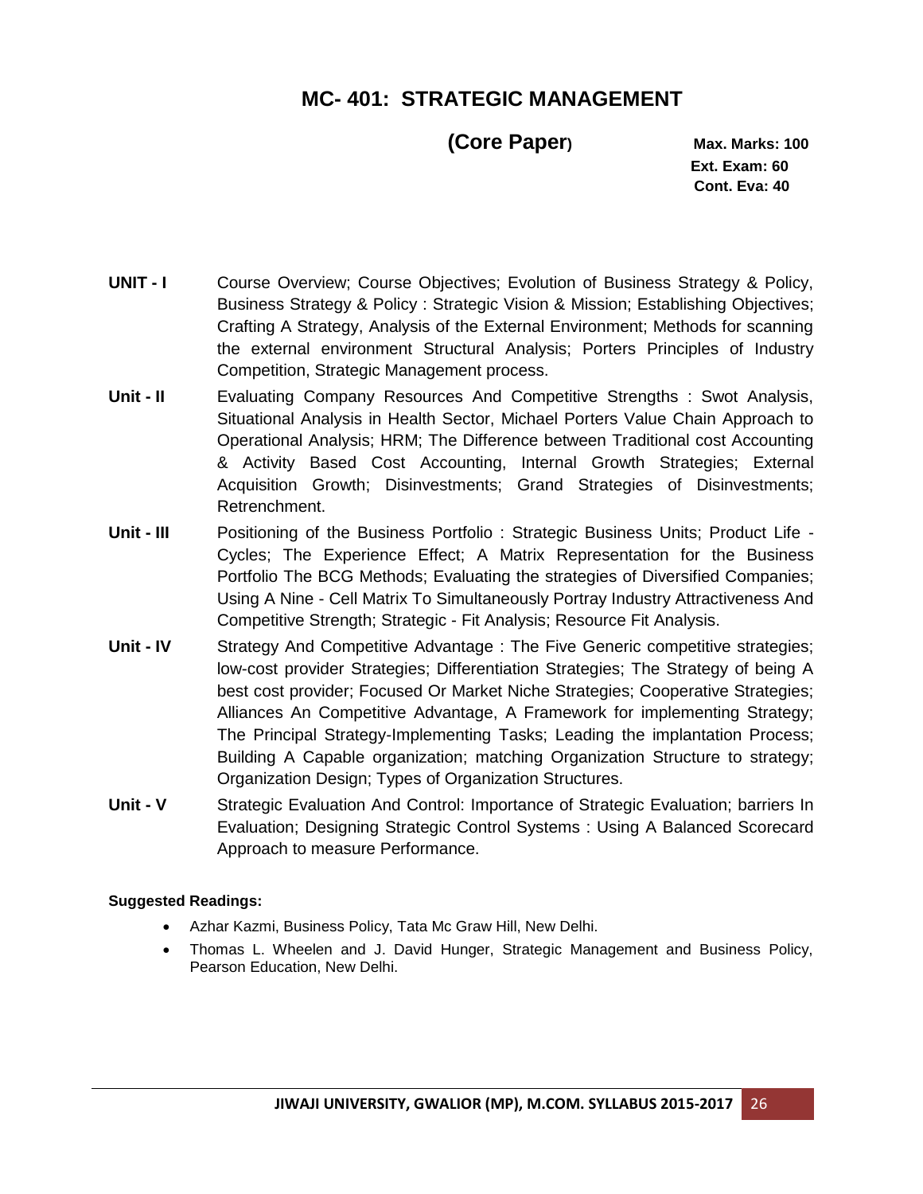# MC- 401: STRATEGIC MANAGEMENT

**(Core Paper)**

**Max. Marks: 100**
**Ext. Exam: 60**
**Cont. Eva: 40**

**UNIT - I** Course Overview; Course Objectives; Evolution of Business Strategy & Policy, Business Strategy & Policy : Strategic Vision & Mission; Establishing Objectives; Crafting A Strategy, Analysis of the External Environment; Methods for scanning the external environment Structural Analysis; Porters Principles of Industry Competition, Strategic Management process.

**Unit - II** Evaluating Company Resources And Competitive Strengths : Swot Analysis, Situational Analysis in Health Sector, Michael Porters Value Chain Approach to Operational Analysis; HRM; The Difference between Traditional cost Accounting & Activity Based Cost Accounting, Internal Growth Strategies; External Acquisition Growth; Disinvestments; Grand Strategies of Disinvestments; Retrenchment.

**Unit - III** Positioning of the Business Portfolio : Strategic Business Units; Product Life - Cycles; The Experience Effect; A Matrix Representation for the Business Portfolio The BCG Methods; Evaluating the strategies of Diversified Companies; Using A Nine - Cell Matrix To Simultaneously Portray Industry Attractiveness And Competitive Strength; Strategic - Fit Analysis; Resource Fit Analysis.

**Unit - IV** Strategy And Competitive Advantage : The Five Generic competitive strategies; low-cost provider Strategies; Differentiation Strategies; The Strategy of being A best cost provider; Focused Or Market Niche Strategies; Cooperative Strategies; Alliances An Competitive Advantage, A Framework for implementing Strategy; The Principal Strategy-Implementing Tasks; Leading the implantation Process; Building A Capable organization; matching Organization Structure to strategy; Organization Design; Types of Organization Structures.

**Unit - V** Strategic Evaluation And Control: Importance of Strategic Evaluation; barriers In Evaluation; Designing Strategic Control Systems : Using A Balanced Scorecard Approach to measure Performance.

**Suggested Readings:**

- Azhar Kazmi, Business Policy, Tata Mc Graw Hill, New Delhi.
- Thomas L. Wheelen and J. David Hunger, Strategic Management and Business Policy, Pearson Education, New Delhi.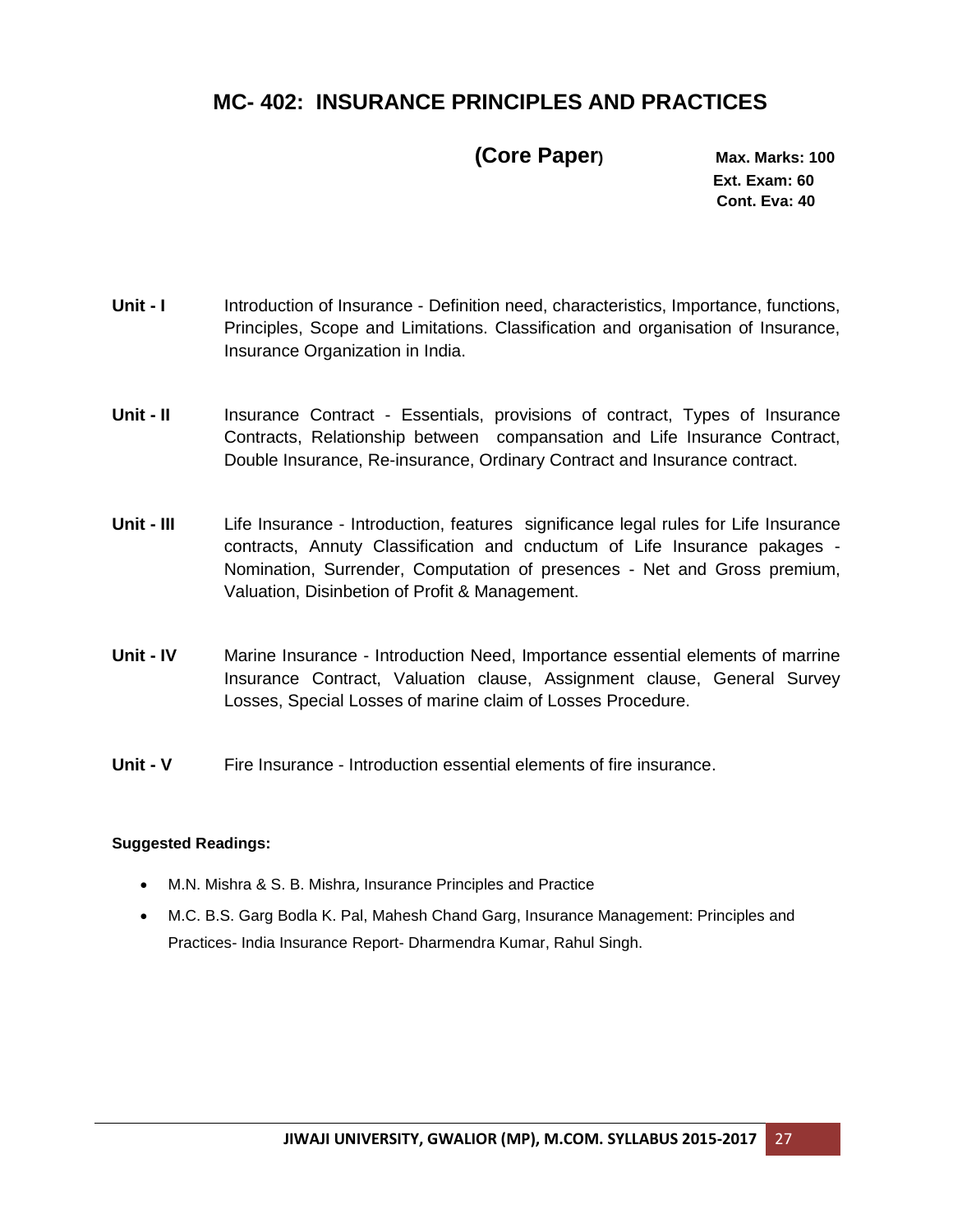# MC- 402: INSURANCE PRINCIPLES AND PRACTICES

**(Core Paper)**

**Max. Marks: 100**
**Ext. Exam: 60**
**Cont. Eva: 40**

**Unit - I** Introduction of Insurance - Definition need, characteristics, Importance, functions, Principles, Scope and Limitations. Classification and organisation of Insurance, Insurance Organization in India.

**Unit - II** Insurance Contract - Essentials, provisions of contract, Types of Insurance Contracts, Relationship between compansation and Life Insurance Contract, Double Insurance, Re-insurance, Ordinary Contract and Insurance contract.

**Unit - III** Life Insurance - Introduction, features significance legal rules for Life Insurance contracts, Annuty Classification and cnductum of Life Insurance pakages - Nomination, Surrender, Computation of presences - Net and Gross premium, Valuation, Disinbetion of Profit & Management.

**Unit - IV** Marine Insurance - Introduction Need, Importance essential elements of marrine Insurance Contract, Valuation clause, Assignment clause, General Survey Losses, Special Losses of marine claim of Losses Procedure.

**Unit - V** Fire Insurance - Introduction essential elements of fire insurance.

**Suggested Readings:**

- M.N. Mishra & S. B. Mishra, Insurance Principles and Practice
- M.C. B.S. Garg Bodla K. Pal, Mahesh Chand Garg, Insurance Management: Principles and Practices- India Insurance Report- Dharmendra Kumar, Rahul Singh.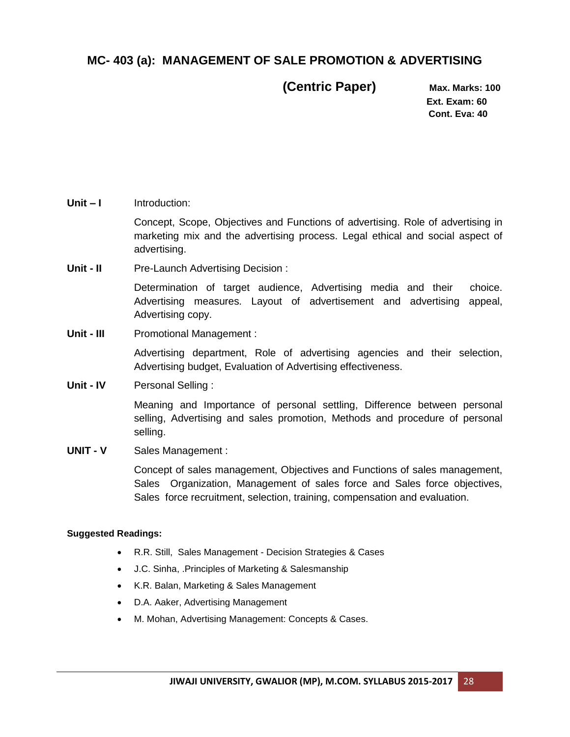## MC- 403 (a): MANAGEMENT OF SALE PROMOTION & ADVERTISING

**(Centric Paper)**

**Max. Marks: 100**
**Ext. Exam: 60**
**Cont. Eva: 40**

**Unit – I** Introduction:

Concept, Scope, Objectives and Functions of advertising. Role of advertising in marketing mix and the advertising process. Legal ethical and social aspect of advertising.

**Unit - II** Pre-Launch Advertising Decision :

Determination of target audience, Advertising media and their choice. Advertising measures. Layout of advertisement and advertising appeal, Advertising copy.

**Unit - III** Promotional Management :

Advertising department, Role of advertising agencies and their selection, Advertising budget, Evaluation of Advertising effectiveness.

**Unit - IV** Personal Selling :

Meaning and Importance of personal settling, Difference between personal selling, Advertising and sales promotion, Methods and procedure of personal selling.

**UNIT - V** Sales Management :

Concept of sales management, Objectives and Functions of sales management, Sales Organization, Management of sales force and Sales force objectives, Sales force recruitment, selection, training, compensation and evaluation.

**Suggested Readings:**

- R.R. Still, Sales Management - Decision Strategies & Cases
- J.C. Sinha, .Principles of Marketing & Salesmanship
- K.R. Balan, Marketing & Sales Management
- D.A. Aaker, Advertising Management
- M. Mohan, Advertising Management: Concepts & Cases.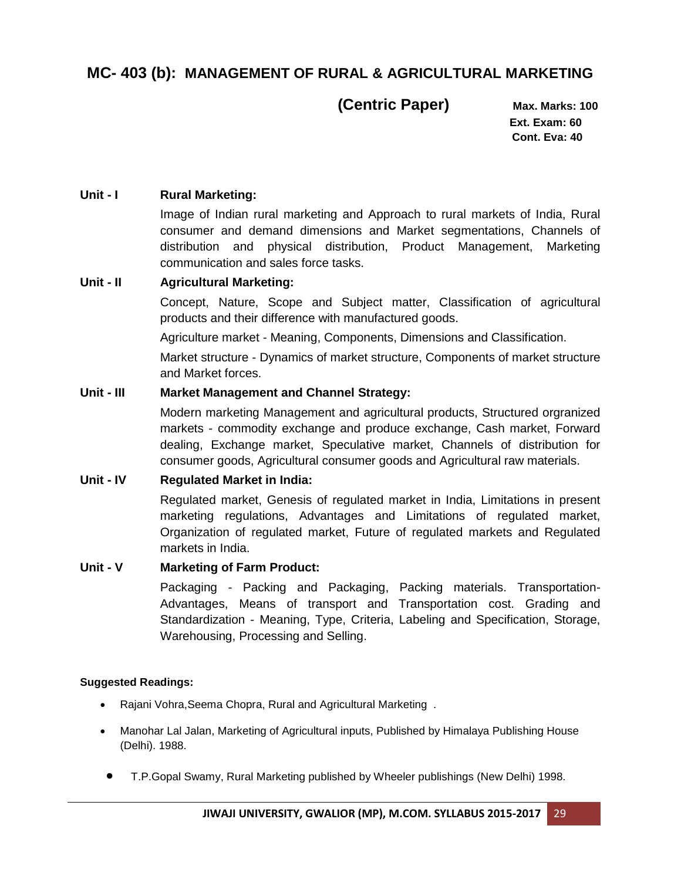## MC- 403 (b): MANAGEMENT OF RURAL & AGRICULTURAL MARKETING

### (Centric Paper)

**Max. Marks: 100**
**Ext. Exam: 60**
**Cont. Eva: 40**

**Unit - I Rural Marketing:**

Image of Indian rural marketing and Approach to rural markets of India, Rural consumer and demand dimensions and Market segmentations, Channels of distribution and physical distribution, Product Management, Marketing communication and sales force tasks.

**Unit - II Agricultural Marketing:**

Concept, Nature, Scope and Subject matter, Classification of agricultural products and their difference with manufactured goods.

Agriculture market - Meaning, Components, Dimensions and Classification.

Market structure - Dynamics of market structure, Components of market structure and Market forces.

**Unit - III Market Management and Channel Strategy:**

Modern marketing Management and agricultural products, Structured orgranized markets - commodity exchange and produce exchange, Cash market, Forward dealing, Exchange market, Speculative market, Channels of distribution for consumer goods, Agricultural consumer goods and Agricultural raw materials.

**Unit - IV Regulated Market in India:**

Regulated market, Genesis of regulated market in India, Limitations in present marketing regulations, Advantages and Limitations of regulated market, Organization of regulated market, Future of regulated markets and Regulated markets in India.

**Unit - V Marketing of Farm Product:**

Packaging - Packing and Packaging, Packing materials. Transportation- Advantages, Means of transport and Transportation cost. Grading and Standardization - Meaning, Type, Criteria, Labeling and Specification, Storage, Warehousing, Processing and Selling.

**Suggested Readings:**

- Rajani Vohra,Seema Chopra, Rural and Agricultural Marketing .
- Manohar Lal Jalan, Marketing of Agricultural inputs, Published by Himalaya Publishing House (Delhi). 1988.
- T.P.Gopal Swamy, Rural Marketing published by Wheeler publishings (New Delhi) 1998.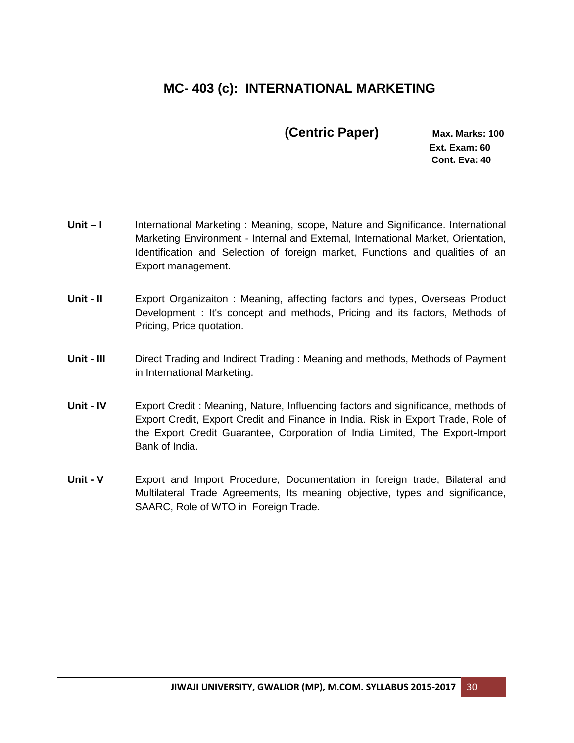## MC- 403 (c): INTERNATIONAL MARKETING

**(Centric Paper)**

**Max. Marks: 100**
**Ext. Exam: 60**
**Cont. Eva: 40**

**Unit – I** International Marketing : Meaning, scope, Nature and Significance. International Marketing Environment - Internal and External, International Market, Orientation, Identification and Selection of foreign market, Functions and qualities of an Export management.

**Unit - II** Export Organizaiton : Meaning, affecting factors and types, Overseas Product Development : It's concept and methods, Pricing and its factors, Methods of Pricing, Price quotation.

**Unit - III** Direct Trading and Indirect Trading : Meaning and methods, Methods of Payment in International Marketing.

**Unit - IV** Export Credit : Meaning, Nature, Influencing factors and significance, methods of Export Credit, Export Credit and Finance in India. Risk in Export Trade, Role of the Export Credit Guarantee, Corporation of India Limited, The Export-Import Bank of India.

**Unit - V** Export and Import Procedure, Documentation in foreign trade, Bilateral and Multilateral Trade Agreements, Its meaning objective, types and significance, SAARC, Role of WTO in Foreign Trade.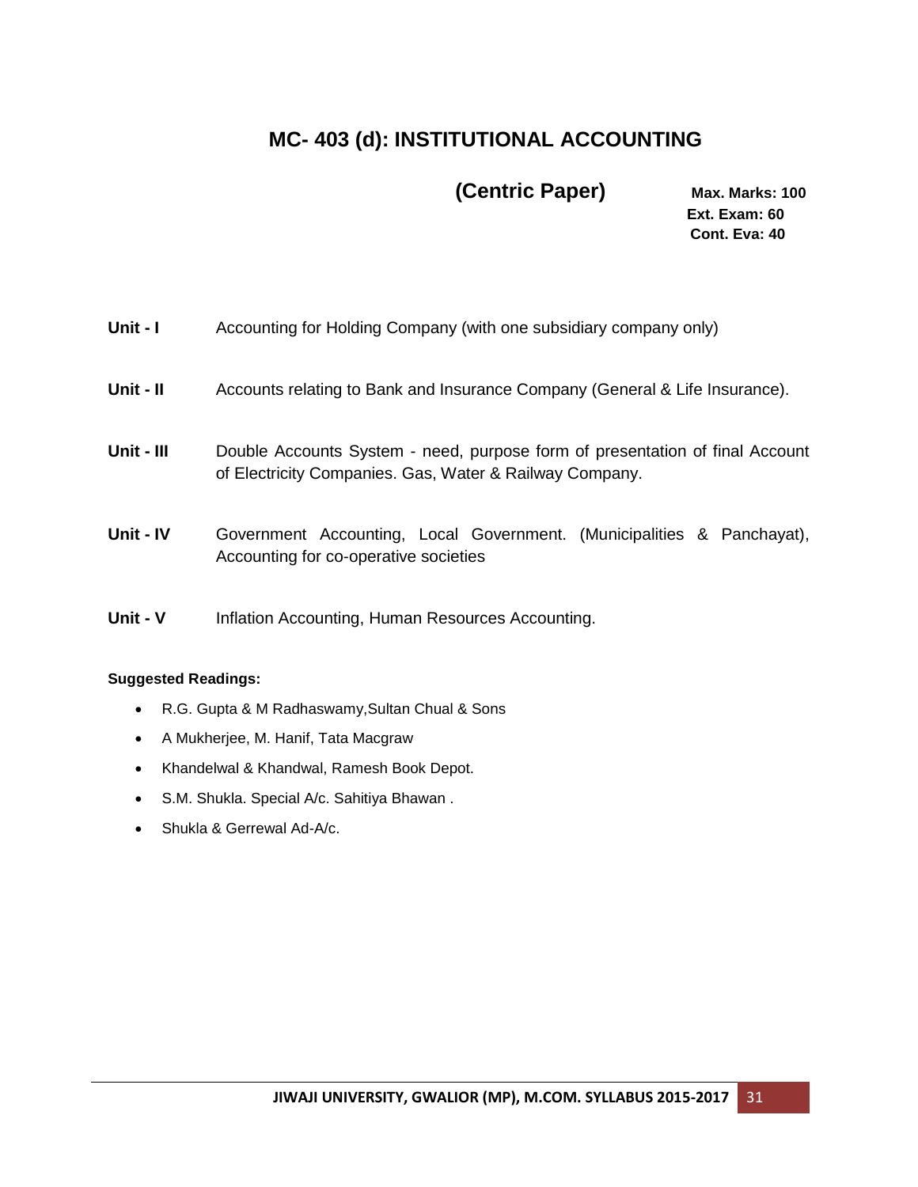# MC- 403 (d): INSTITUTIONAL ACCOUNTING

**(Centric Paper)**

**Max. Marks: 100**
**Ext. Exam: 60**
**Cont. Eva: 40**

**Unit - I** Accounting for Holding Company (with one subsidiary company only)

**Unit - II** Accounts relating to Bank and Insurance Company (General & Life Insurance).

**Unit - III** Double Accounts System - need, purpose form of presentation of final Account of Electricity Companies. Gas, Water & Railway Company.

**Unit - IV** Government Accounting, Local Government. (Municipalities & Panchayat), Accounting for co-operative societies

**Unit - V** Inflation Accounting, Human Resources Accounting.

**Suggested Readings:**

- R.G. Gupta & M Radhaswamy,Sultan Chual & Sons
- A Mukherjee, M. Hanif, Tata Macgraw
- Khandelwal & Khandwal, Ramesh Book Depot.
- S.M. Shukla. Special A/c. Sahitiya Bhawan .
- Shukla & Gerrewal Ad-A/c.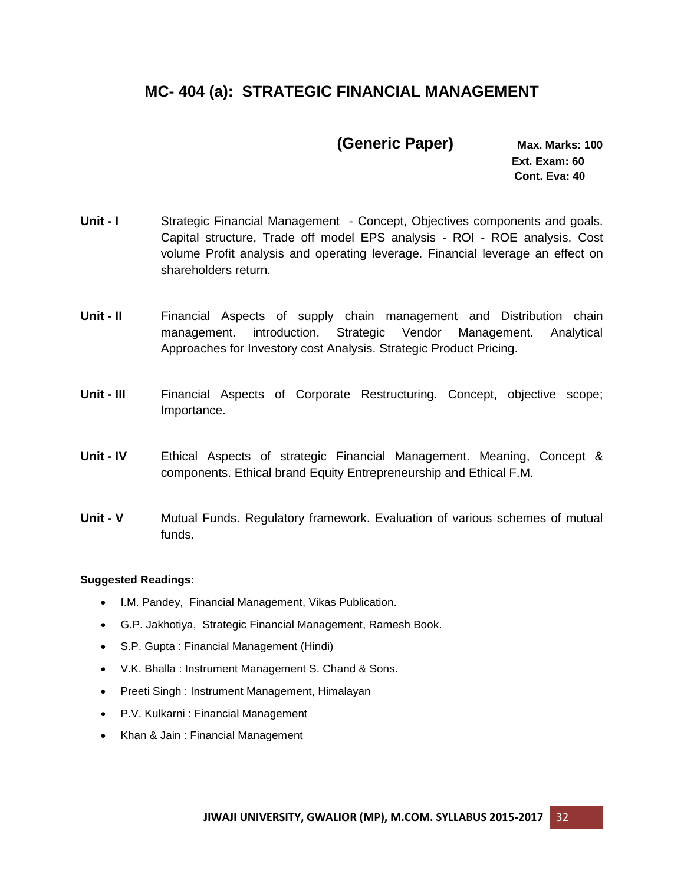## MC- 404 (a): STRATEGIC FINANCIAL MANAGEMENT

**(Generic Paper)**

**Max. Marks: 100**
**Ext. Exam: 60**
**Cont. Eva: 40**

**Unit - I** Strategic Financial Management - Concept, Objectives components and goals. Capital structure, Trade off model EPS analysis - ROI - ROE analysis. Cost volume Profit analysis and operating leverage. Financial leverage an effect on shareholders return.

**Unit - II** Financial Aspects of supply chain management and Distribution chain management. introduction. Strategic Vendor Management. Analytical Approaches for Investory cost Analysis. Strategic Product Pricing.

**Unit - III** Financial Aspects of Corporate Restructuring. Concept, objective scope; Importance.

**Unit - IV** Ethical Aspects of strategic Financial Management. Meaning, Concept & components. Ethical brand Equity Entrepreneurship and Ethical F.M.

**Unit - V** Mutual Funds. Regulatory framework. Evaluation of various schemes of mutual funds.

**Suggested Readings:**

- I.M. Pandey, Financial Management, Vikas Publication.
- G.P. Jakhotiya, Strategic Financial Management, Ramesh Book.
- S.P. Gupta : Financial Management (Hindi)
- V.K. Bhalla : Instrument Management S. Chand & Sons.
- Preeti Singh : Instrument Management, Himalayan
- P.V. Kulkarni : Financial Management
- Khan & Jain : Financial Management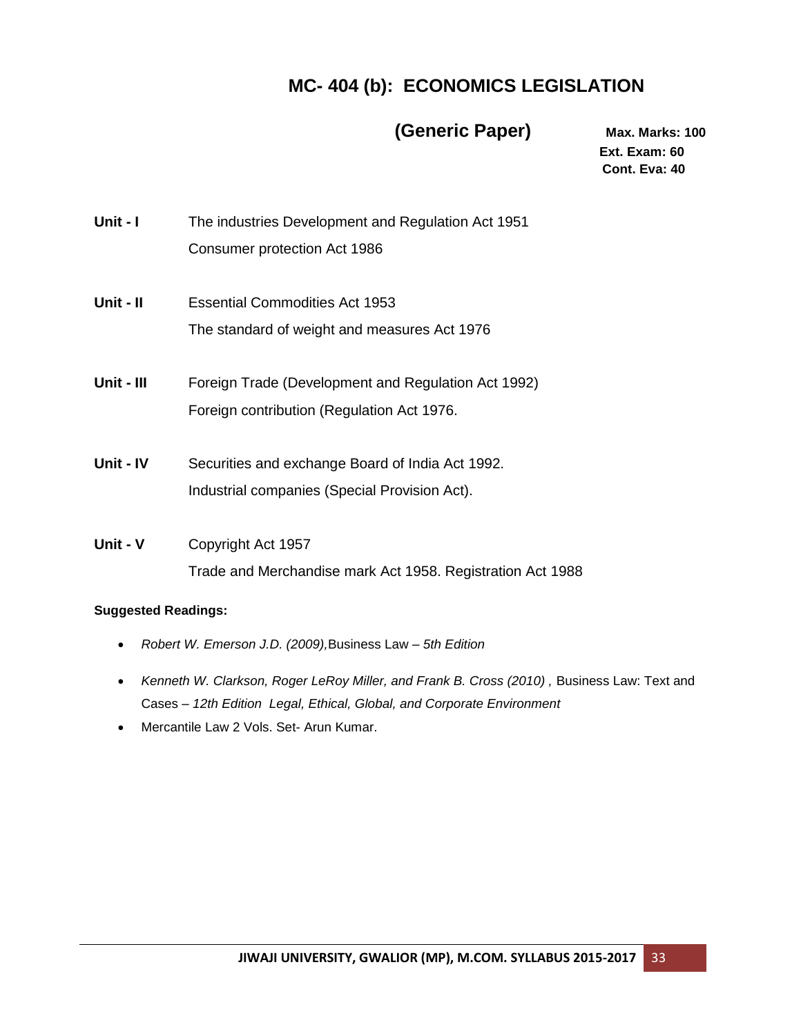# MC- 404 (b): ECONOMICS LEGISLATION

## (Generic Paper)

**Max. Marks: 100**
**Ext. Exam: 60**
**Cont. Eva: 40**

**Unit - I** The industries Development and Regulation Act 1951

Consumer protection Act 1986

**Unit - II** Essential Commodities Act 1953

The standard of weight and measures Act 1976

**Unit - III** Foreign Trade (Development and Regulation Act 1992)

Foreign contribution (Regulation Act 1976.

**Unit - IV** Securities and exchange Board of India Act 1992.

Industrial companies (Special Provision Act).

**Unit - V** Copyright Act 1957

Trade and Merchandise mark Act 1958. Registration Act 1988

**Suggested Readings:**

- *Robert W. Emerson J.D. (2009),* Business Law – *5th Edition*
- *Kenneth W. Clarkson, Roger LeRoy Miller, and Frank B. Cross (2010) ,* Business Law: Text and Cases – *12th Edition Legal, Ethical, Global, and Corporate Environment*
- Mercantile Law 2 Vols. Set- Arun Kumar.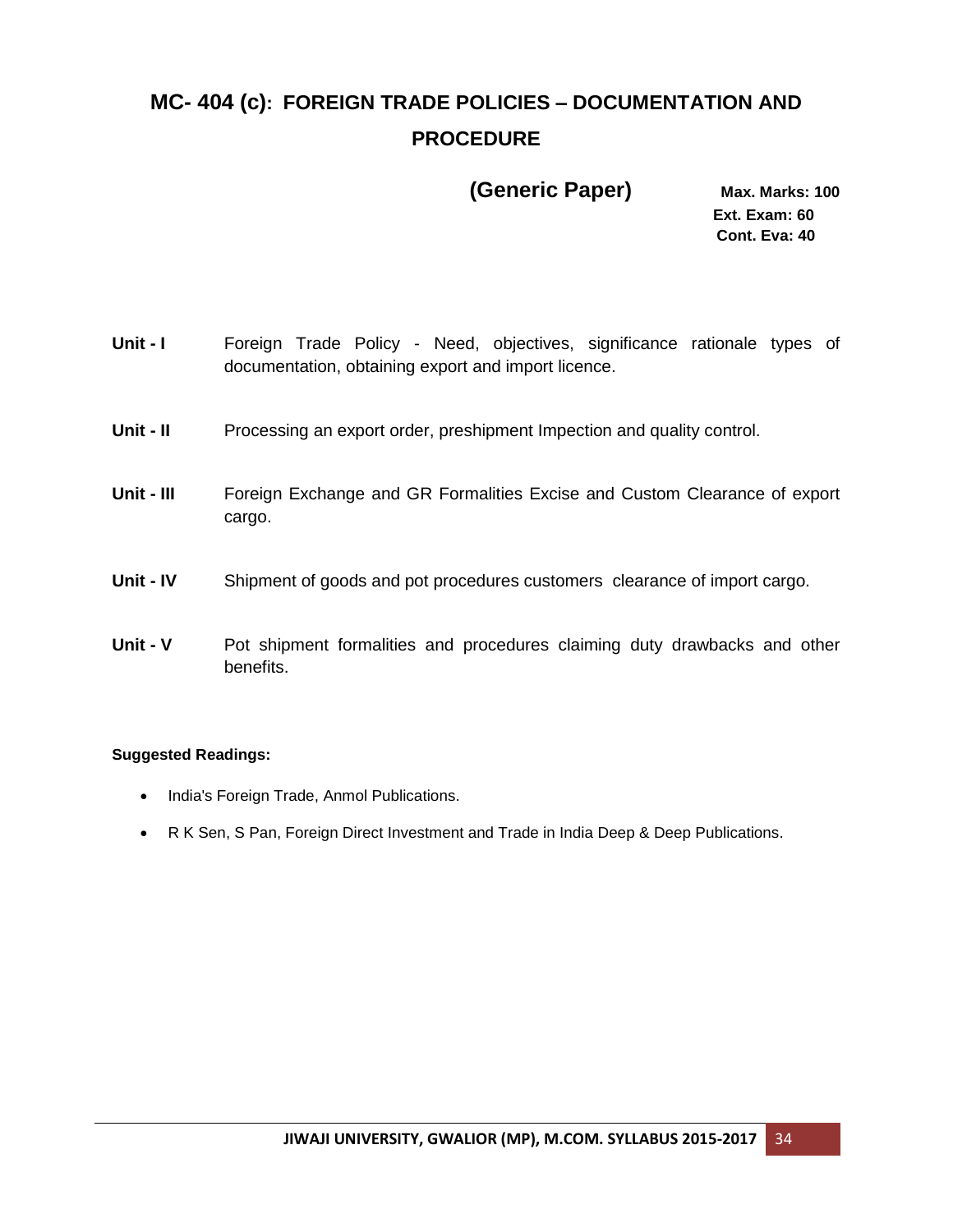# MC- 404 (c): FOREIGN TRADE POLICIES – DOCUMENTATION AND PROCEDURE

**(Generic Paper)**

**Max. Marks: 100**
**Ext. Exam: 60**
**Cont. Eva: 40**

| | |
|---|---|
| **Unit - I** | Foreign Trade Policy - Need, objectives, significance rationale types of documentation, obtaining export and import licence. |
| **Unit - II** | Processing an export order, preshipment Impection and quality control. |
| **Unit - III** | Foreign Exchange and GR Formalities Excise and Custom Clearance of export cargo. |
| **Unit - IV** | Shipment of goods and pot procedures customers clearance of import cargo. |
| **Unit - V** | Pot shipment formalities and procedures claiming duty drawbacks and other benefits. |

**Suggested Readings:**

- India's Foreign Trade, Anmol Publications.
- R K Sen, S Pan, Foreign Direct Investment and Trade in India Deep & Deep Publications.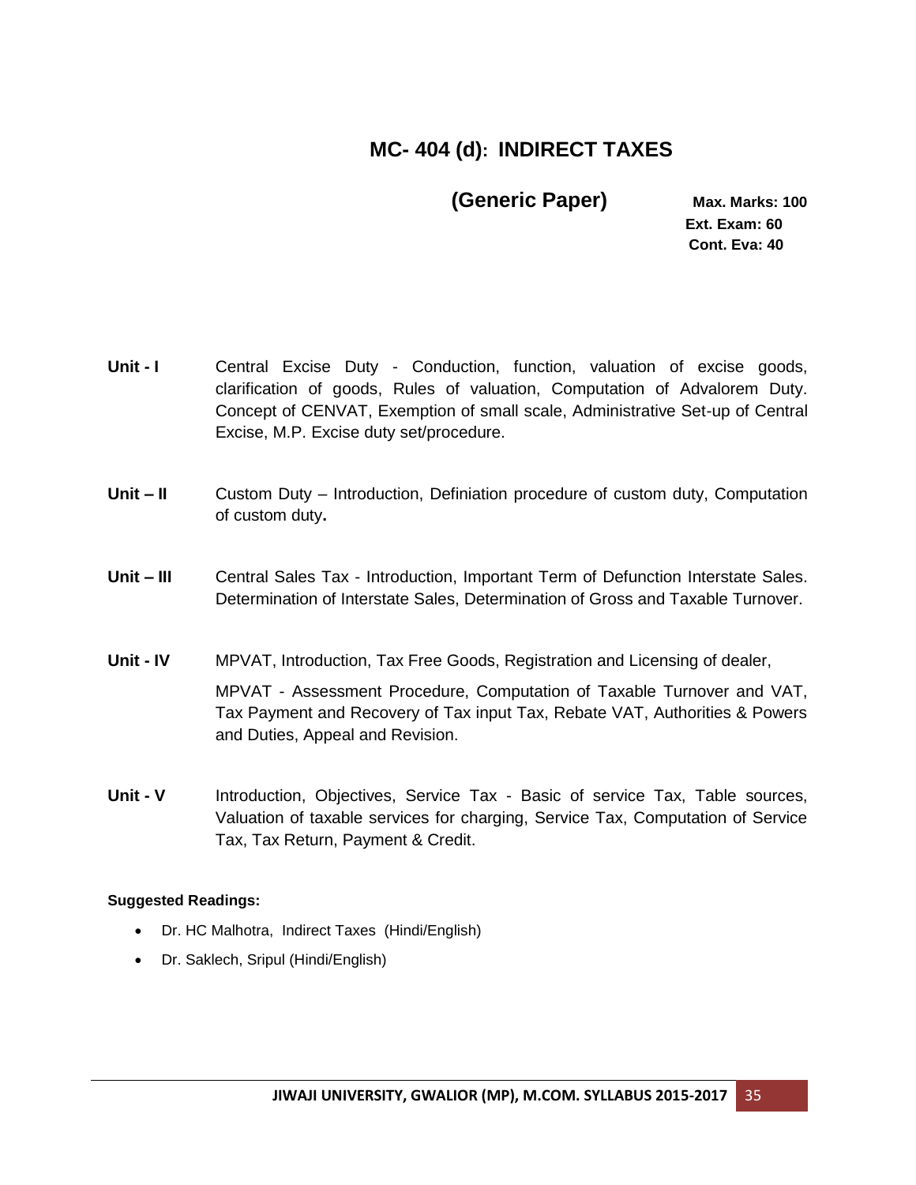# MC- 404 (d): INDIRECT TAXES

## (Generic Paper)

**Max. Marks: 100**
**Ext. Exam: 60**
**Cont. Eva: 40**

**Unit - I** Central Excise Duty - Conduction, function, valuation of excise goods, clarification of goods, Rules of valuation, Computation of Advalorem Duty. Concept of CENVAT, Exemption of small scale, Administrative Set-up of Central Excise, M.P. Excise duty set/procedure.

**Unit – II** Custom Duty – Introduction, Definiation procedure of custom duty, Computation of custom duty**.**

**Unit – III** Central Sales Tax - Introduction, Important Term of Defunction Interstate Sales. Determination of Interstate Sales, Determination of Gross and Taxable Turnover.

**Unit - IV** MPVAT, Introduction, Tax Free Goods, Registration and Licensing of dealer,

MPVAT - Assessment Procedure, Computation of Taxable Turnover and VAT, Tax Payment and Recovery of Tax input Tax, Rebate VAT, Authorities & Powers and Duties, Appeal and Revision.

**Unit - V** Introduction, Objectives, Service Tax - Basic of service Tax, Table sources, Valuation of taxable services for charging, Service Tax, Computation of Service Tax, Tax Return, Payment & Credit.

**Suggested Readings:**

- Dr. HC Malhotra, Indirect Taxes (Hindi/English)
- Dr. Saklech, Sripul (Hindi/English)